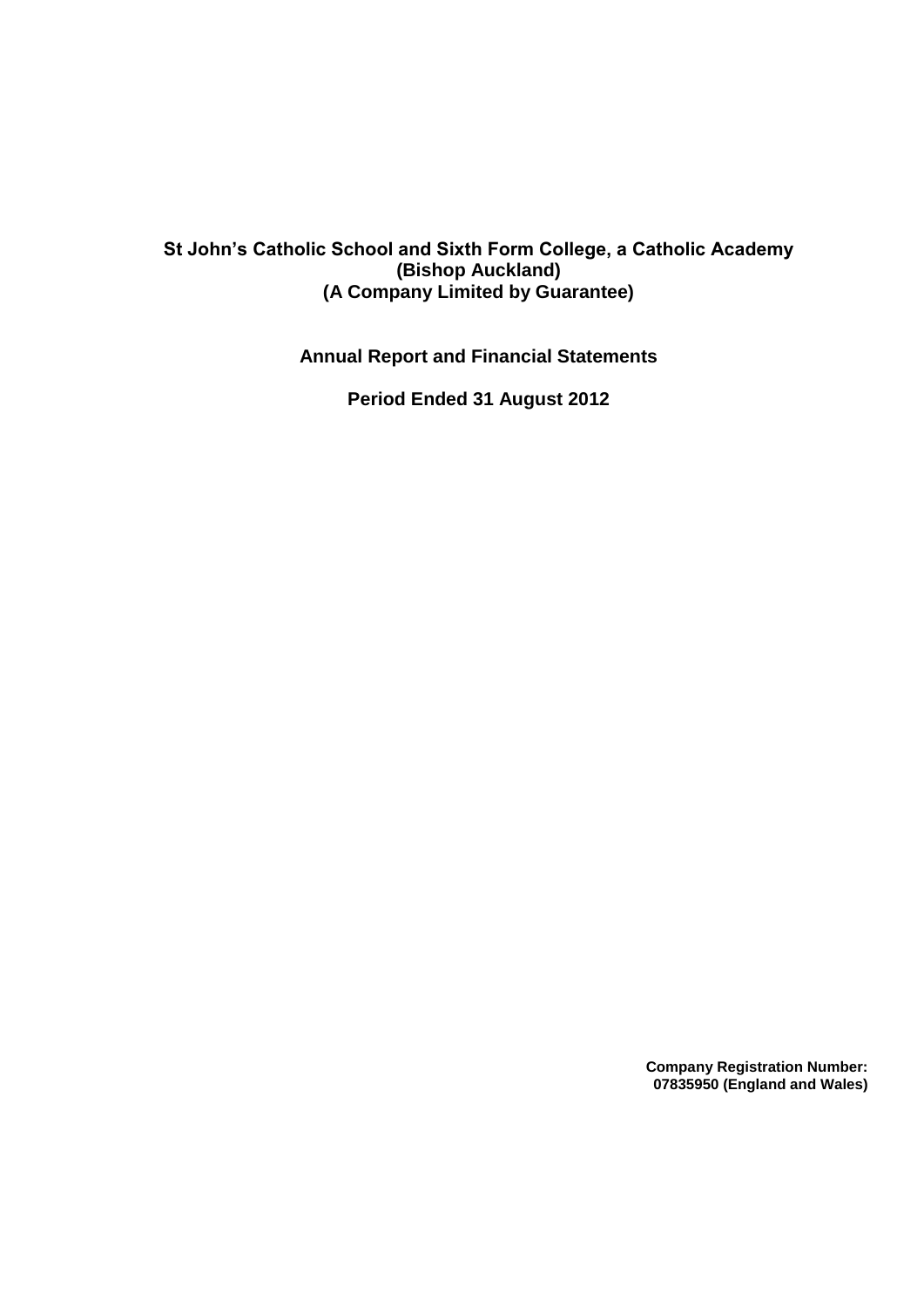# St John's Catholic School and Sixth Form College, a Catholic Academy (Bishop Auckland) (A Company Limited by Guarantee)

## Annual Report and Financial Statements

## Period Ended 31 August 2012

**Company Registration Number: 07835950 (England and Wales)**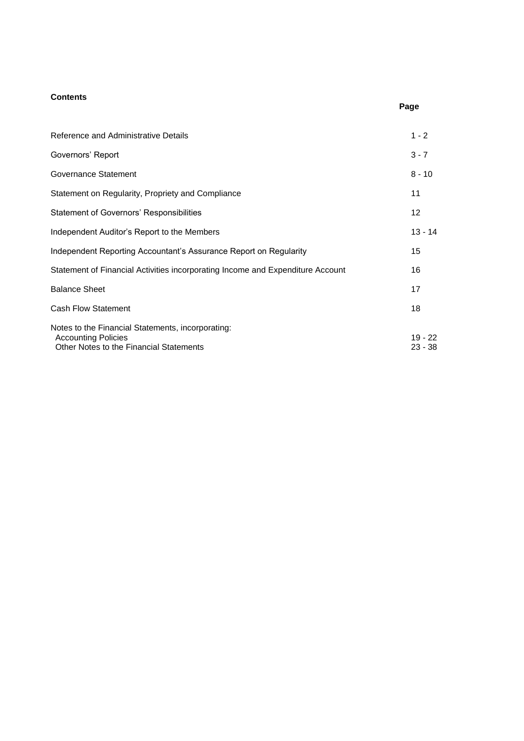**Contents**

| | Page |
|---|---|
| Reference and Administrative Details | 1 - 2 |
| Governors' Report | 3 - 7 |
| Governance Statement | 8 - 10 |
| Statement on Regularity, Propriety and Compliance | 11 |
| Statement of Governors' Responsibilities | 12 |
| Independent Auditor's Report to the Members | 13 - 14 |
| Independent Reporting Accountant's Assurance Report on Regularity | 15 |
| Statement of Financial Activities incorporating Income and Expenditure Account | 16 |
| Balance Sheet | 17 |
| Cash Flow Statement | 18 |
| Notes to the Financial Statements, incorporating: | |
| Accounting Policies | 19 - 22 |
| Other Notes to the Financial Statements | 23 - 38 |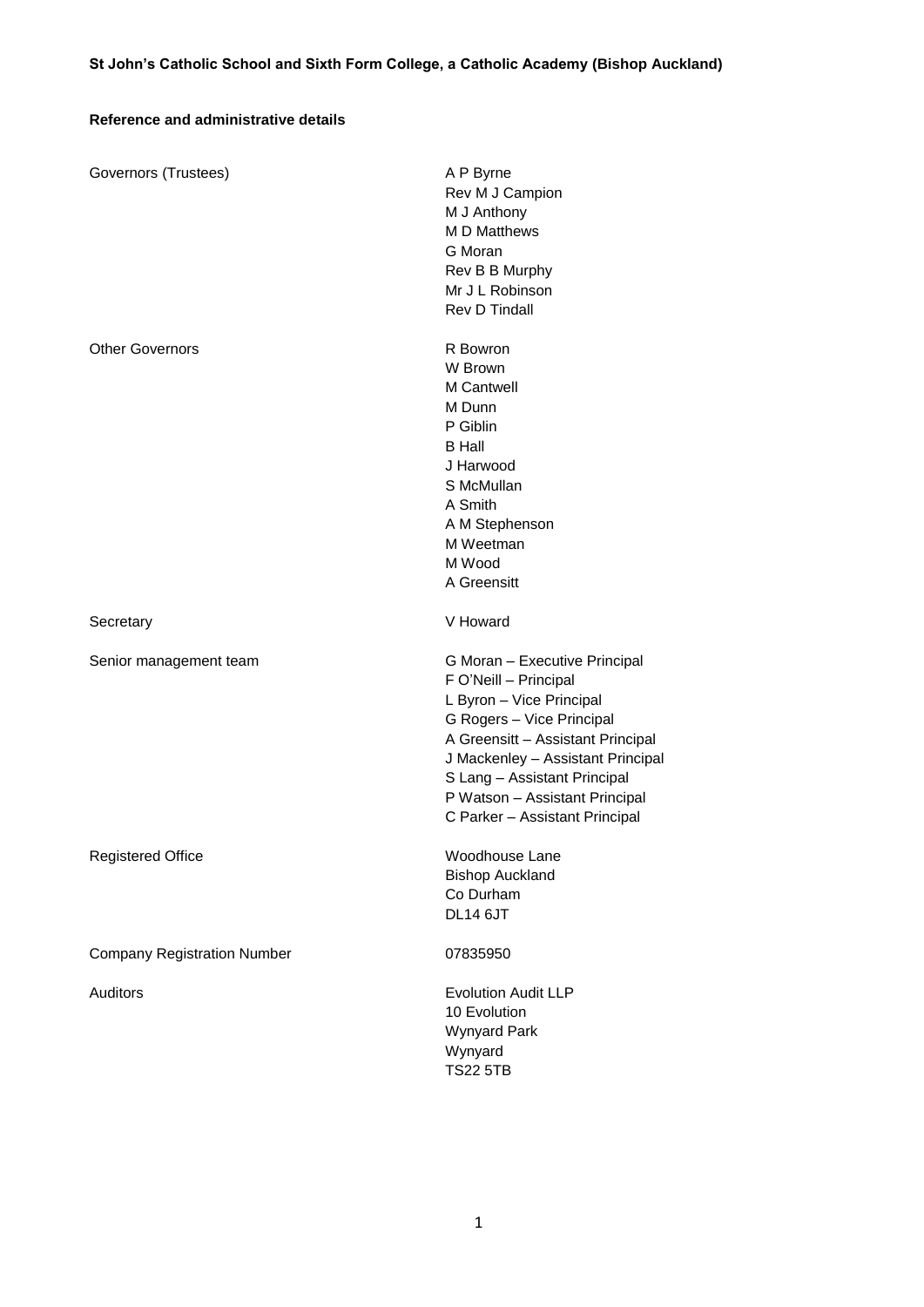**St John's Catholic School and Sixth Form College, a Catholic Academy (Bishop Auckland)**

**Reference and administrative details**

| | |
|---|---|
| Governors (Trustees) | A P Byrne<br>Rev M J Campion<br>M J Anthony<br>M D Matthews<br>G Moran<br>Rev B B Murphy<br>Mr J L Robinson<br>Rev D Tindall |
| Other Governors | R Bowron<br>W Brown<br>M Cantwell<br>M Dunn<br>P Giblin<br>B Hall<br>J Harwood<br>S McMullan<br>A Smith<br>A M Stephenson<br>M Weetman<br>M Wood<br>A Greensitt |
| Secretary | V Howard |
| Senior management team | G Moran – Executive Principal<br>F O'Neill – Principal<br>L Byron – Vice Principal<br>G Rogers – Vice Principal<br>A Greensitt – Assistant Principal<br>J Mackenley – Assistant Principal<br>S Lang – Assistant Principal<br>P Watson – Assistant Principal<br>C Parker – Assistant Principal |
| Registered Office | Woodhouse Lane<br>Bishop Auckland<br>Co Durham<br>DL14 6JT |
| Company Registration Number | 07835950 |
| Auditors | Evolution Audit LLP<br>10 Evolution<br>Wynyard Park<br>Wynyard<br>TS22 5TB |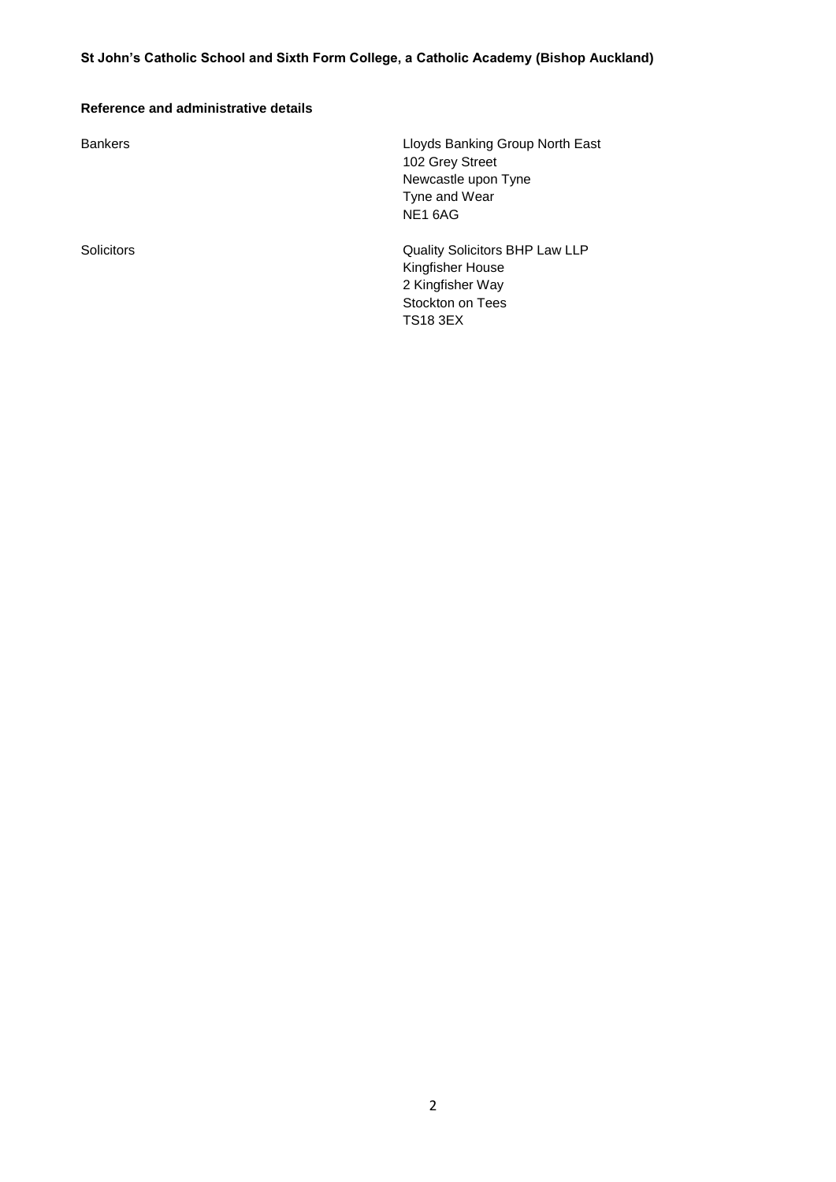**Reference and administrative details**

| | |
|---|---|
| Bankers | Lloyds Banking Group North East<br>102 Grey Street<br>Newcastle upon Tyne<br>Tyne and Wear<br>NE1 6AG |
| Solicitors | Quality Solicitors BHP Law LLP<br>Kingfisher House<br>2 Kingfisher Way<br>Stockton on Tees<br>TS18 3EX |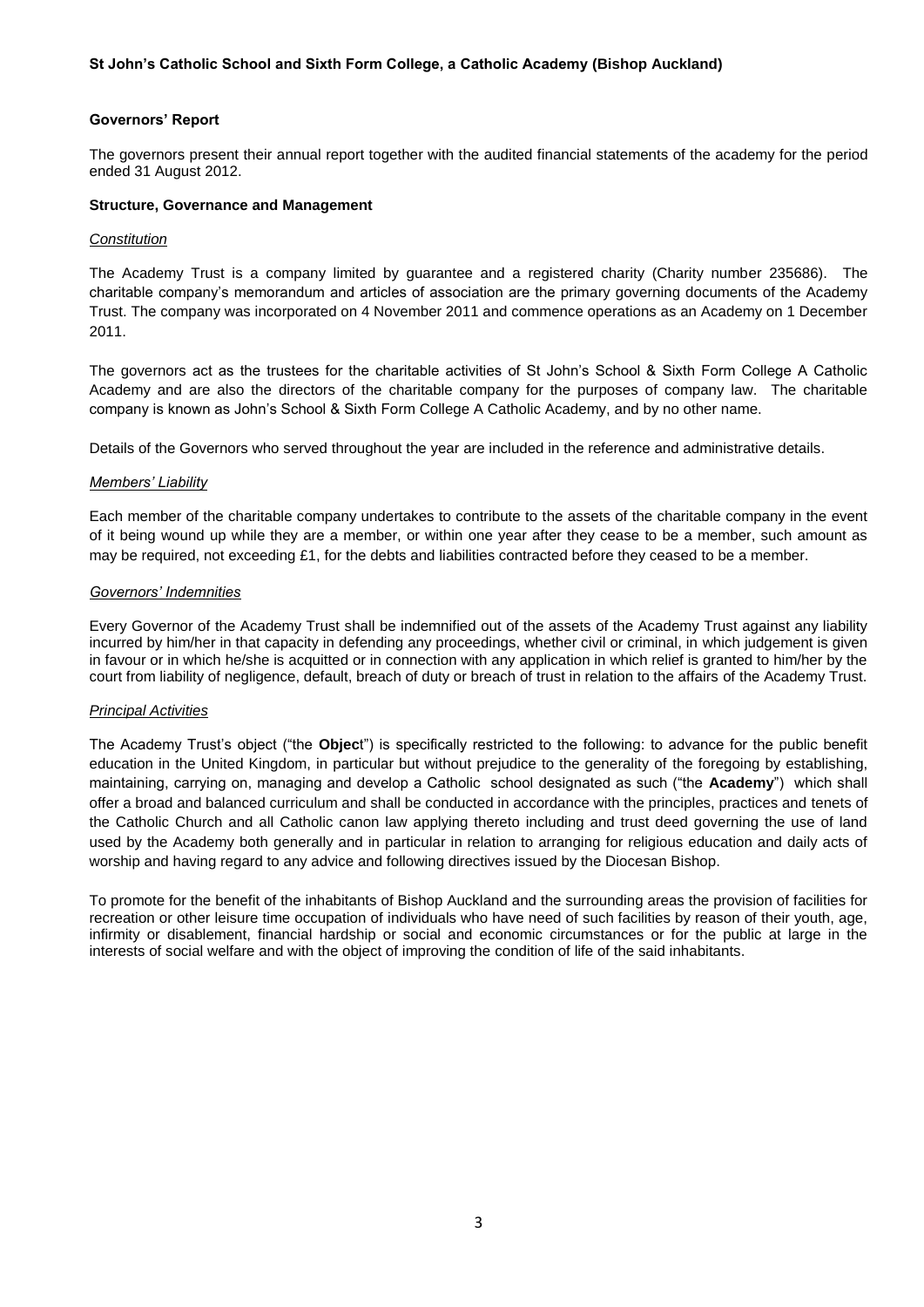## Governors' Report

The governors present their annual report together with the audited financial statements of the academy for the period ended 31 August 2012.

### Structure, Governance and Management

*Constitution*

The Academy Trust is a company limited by guarantee and a registered charity (Charity number 235686). The charitable company's memorandum and articles of association are the primary governing documents of the Academy Trust. The company was incorporated on 4 November 2011 and commence operations as an Academy on 1 December 2011.

The governors act as the trustees for the charitable activities of St John's School & Sixth Form College A Catholic Academy and are also the directors of the charitable company for the purposes of company law. The charitable company is known as John's School & Sixth Form College A Catholic Academy, and by no other name.

Details of the Governors who served throughout the year are included in the reference and administrative details.

*Members' Liability*

Each member of the charitable company undertakes to contribute to the assets of the charitable company in the event of it being wound up while they are a member, or within one year after they cease to be a member, such amount as may be required, not exceeding £1, for the debts and liabilities contracted before they ceased to be a member.

*Governors' Indemnities*

Every Governor of the Academy Trust shall be indemnified out of the assets of the Academy Trust against any liability incurred by him/her in that capacity in defending any proceedings, whether civil or criminal, in which judgement is given in favour or in which he/she is acquitted or in connection with any application in which relief is granted to him/her by the court from liability of negligence, default, breach of duty or breach of trust in relation to the affairs of the Academy Trust.

*Principal Activities*

The Academy Trust's object ("the **Object**") is specifically restricted to the following: to advance for the public benefit education in the United Kingdom, in particular but without prejudice to the generality of the foregoing by establishing, maintaining, carrying on, managing and develop a Catholic school designated as such ("the **Academy**") which shall offer a broad and balanced curriculum and shall be conducted in accordance with the principles, practices and tenets of the Catholic Church and all Catholic canon law applying thereto including and trust deed governing the use of land used by the Academy both generally and in particular in relation to arranging for religious education and daily acts of worship and having regard to any advice and following directives issued by the Diocesan Bishop.

To promote for the benefit of the inhabitants of Bishop Auckland and the surrounding areas the provision of facilities for recreation or other leisure time occupation of individuals who have need of such facilities by reason of their youth, age, infirmity or disablement, financial hardship or social and economic circumstances or for the public at large in the interests of social welfare and with the object of improving the condition of life of the said inhabitants.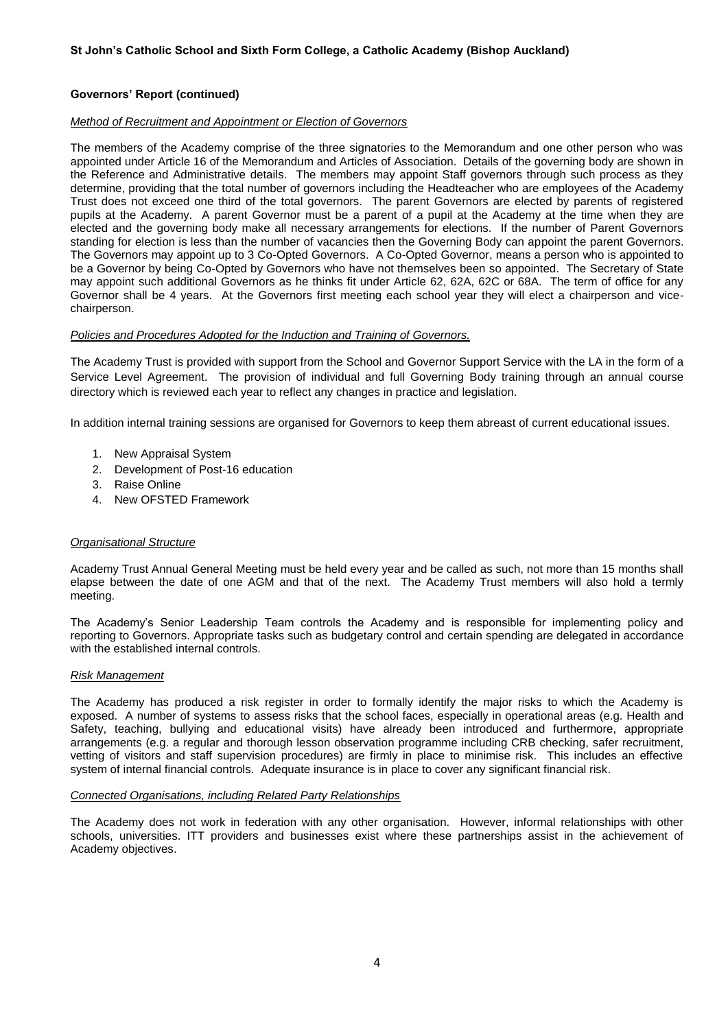## Governors' Report (continued)

### *Method of Recruitment and Appointment or Election of Governors*

The members of the Academy comprise of the three signatories to the Memorandum and one other person who was appointed under Article 16 of the Memorandum and Articles of Association. Details of the governing body are shown in the Reference and Administrative details. The members may appoint Staff governors through such process as they determine, providing that the total number of governors including the Headteacher who are employees of the Academy Trust does not exceed one third of the total governors. The parent Governors are elected by parents of registered pupils at the Academy. A parent Governor must be a parent of a pupil at the Academy at the time when they are elected and the governing body make all necessary arrangements for elections. If the number of Parent Governors standing for election is less than the number of vacancies then the Governing Body can appoint the parent Governors. The Governors may appoint up to 3 Co-Opted Governors. A Co-Opted Governor, means a person who is appointed to be a Governor by being Co-Opted by Governors who have not themselves been so appointed. The Secretary of State may appoint such additional Governors as he thinks fit under Article 62, 62A, 62C or 68A. The term of office for any Governor shall be 4 years. At the Governors first meeting each school year they will elect a chairperson and vice-chairperson.

### *Policies and Procedures Adopted for the Induction and Training of Governors.*

The Academy Trust is provided with support from the School and Governor Support Service with the LA in the form of a Service Level Agreement. The provision of individual and full Governing Body training through an annual course directory which is reviewed each year to reflect any changes in practice and legislation.

In addition internal training sessions are organised for Governors to keep them abreast of current educational issues.

1. New Appraisal System
2. Development of Post-16 education
3. Raise Online
4. New OFSTED Framework

### *Organisational Structure*

Academy Trust Annual General Meeting must be held every year and be called as such, not more than 15 months shall elapse between the date of one AGM and that of the next. The Academy Trust members will also hold a termly meeting.

The Academy's Senior Leadership Team controls the Academy and is responsible for implementing policy and reporting to Governors. Appropriate tasks such as budgetary control and certain spending are delegated in accordance with the established internal controls.

### *Risk Management*

The Academy has produced a risk register in order to formally identify the major risks to which the Academy is exposed. A number of systems to assess risks that the school faces, especially in operational areas (e.g. Health and Safety, teaching, bullying and educational visits) have already been introduced and furthermore, appropriate arrangements (e.g. a regular and thorough lesson observation programme including CRB checking, safer recruitment, vetting of visitors and staff supervision procedures) are firmly in place to minimise risk. This includes an effective system of internal financial controls. Adequate insurance is in place to cover any significant financial risk.

### *Connected Organisations, including Related Party Relationships*

The Academy does not work in federation with any other organisation. However, informal relationships with other schools, universities. ITT providers and businesses exist where these partnerships assist in the achievement of Academy objectives.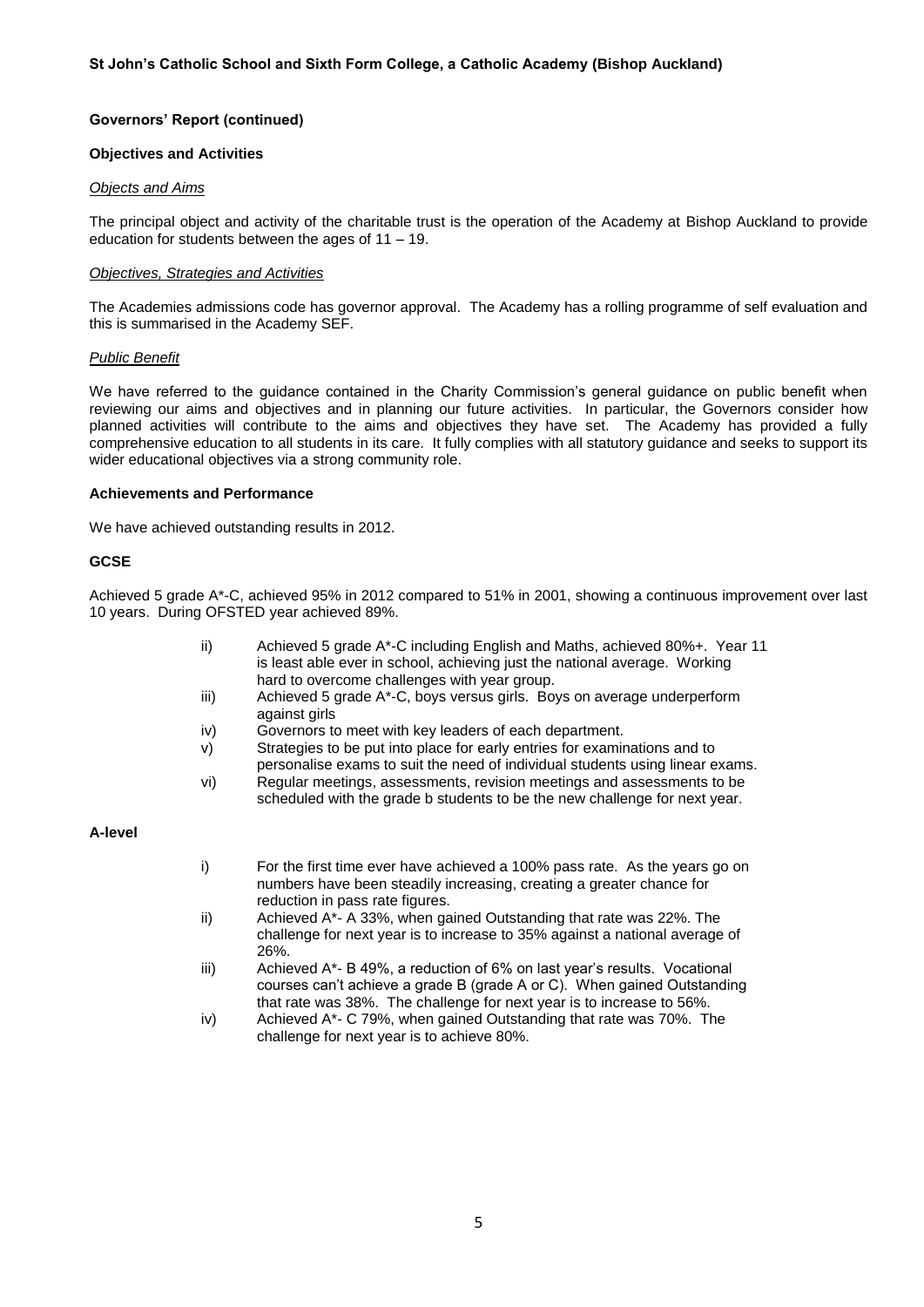**Governors' Report (continued)**

**Objectives and Activities**

*Objects and Aims*

The principal object and activity of the charitable trust is the operation of the Academy at Bishop Auckland to provide education for students between the ages of 11 – 19.

*Objectives, Strategies and Activities*

The Academies admissions code has governor approval. The Academy has a rolling programme of self evaluation and this is summarised in the Academy SEF.

*Public Benefit*

We have referred to the guidance contained in the Charity Commission's general guidance on public benefit when reviewing our aims and objectives and in planning our future activities. In particular, the Governors consider how planned activities will contribute to the aims and objectives they have set. The Academy has provided a fully comprehensive education to all students in its care. It fully complies with all statutory guidance and seeks to support its wider educational objectives via a strong community role.

**Achievements and Performance**

We have achieved outstanding results in 2012.

**GCSE**

Achieved 5 grade A*-C, achieved 95% in 2012 compared to 51% in 2001, showing a continuous improvement over last 10 years. During OFSTED year achieved 89%.

- ii) Achieved 5 grade A*-C including English and Maths, achieved 80%+. Year 11 is least able ever in school, achieving just the national average. Working hard to overcome challenges with year group.
- iii) Achieved 5 grade A*-C, boys versus girls. Boys on average underperform against girls
- iv) Governors to meet with key leaders of each department.
- v) Strategies to be put into place for early entries for examinations and to personalise exams to suit the need of individual students using linear exams.
- vi) Regular meetings, assessments, revision meetings and assessments to be scheduled with the grade b students to be the new challenge for next year.

**A-level**

- i) For the first time ever have achieved a 100% pass rate. As the years go on numbers have been steadily increasing, creating a greater chance for reduction in pass rate figures.
- ii) Achieved A*- A 33%, when gained Outstanding that rate was 22%. The challenge for next year is to increase to 35% against a national average of 26%.
- iii) Achieved A*- B 49%, a reduction of 6% on last year's results. Vocational courses can't achieve a grade B (grade A or C). When gained Outstanding that rate was 38%. The challenge for next year is to increase to 56%.
- iv) Achieved A*- C 79%, when gained Outstanding that rate was 70%. The challenge for next year is to achieve 80%.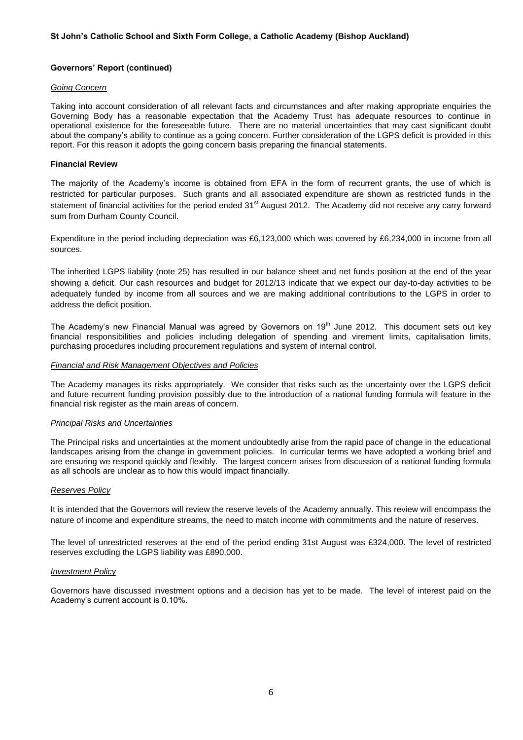## Governors' Report (continued)

*Going Concern*

Taking into account consideration of all relevant facts and circumstances and after making appropriate enquiries the Governing Body has a reasonable expectation that the Academy Trust has adequate resources to continue in operational existence for the foreseeable future. There are no material uncertainties that may cast significant doubt about the company's ability to continue as a going concern. Further consideration of the LGPS deficit is provided in this report. For this reason it adopts the going concern basis preparing the financial statements.

### Financial Review

The majority of the Academy's income is obtained from EFA in the form of recurrent grants, the use of which is restricted for particular purposes. Such grants and all associated expenditure are shown as restricted funds in the statement of financial activities for the period ended 31st August 2012. The Academy did not receive any carry forward sum from Durham County Council.

Expenditure in the period including depreciation was £6,123,000 which was covered by £6,234,000 in income from all sources.

The inherited LGPS liability (note 25) has resulted in our balance sheet and net funds position at the end of the year showing a deficit. Our cash resources and budget for 2012/13 indicate that we expect our day-to-day activities to be adequately funded by income from all sources and we are making additional contributions to the LGPS in order to address the deficit position.

The Academy's new Financial Manual was agreed by Governors on 19th June 2012. This document sets out key financial responsibilities and policies including delegation of spending and virement limits, capitalisation limits, purchasing procedures including procurement regulations and system of internal control.

*Financial and Risk Management Objectives and Policies*

The Academy manages its risks appropriately. We consider that risks such as the uncertainty over the LGPS deficit and future recurrent funding provision possibly due to the introduction of a national funding formula will feature in the financial risk register as the main areas of concern.

*Principal Risks and Uncertainties*

The Principal risks and uncertainties at the moment undoubtedly arise from the rapid pace of change in the educational landscapes arising from the change in government policies. In curricular terms we have adopted a working brief and are ensuring we respond quickly and flexibly. The largest concern arises from discussion of a national funding formula as all schools are unclear as to how this would impact financially.

*Reserves Policy*

It is intended that the Governors will review the reserve levels of the Academy annually. This review will encompass the nature of income and expenditure streams, the need to match income with commitments and the nature of reserves.

The level of unrestricted reserves at the end of the period ending 31st August was £324,000. The level of restricted reserves excluding the LGPS liability was £890,000.

*Investment Policy*

Governors have discussed investment options and a decision has yet to be made. The level of interest paid on the Academy's current account is 0.10%.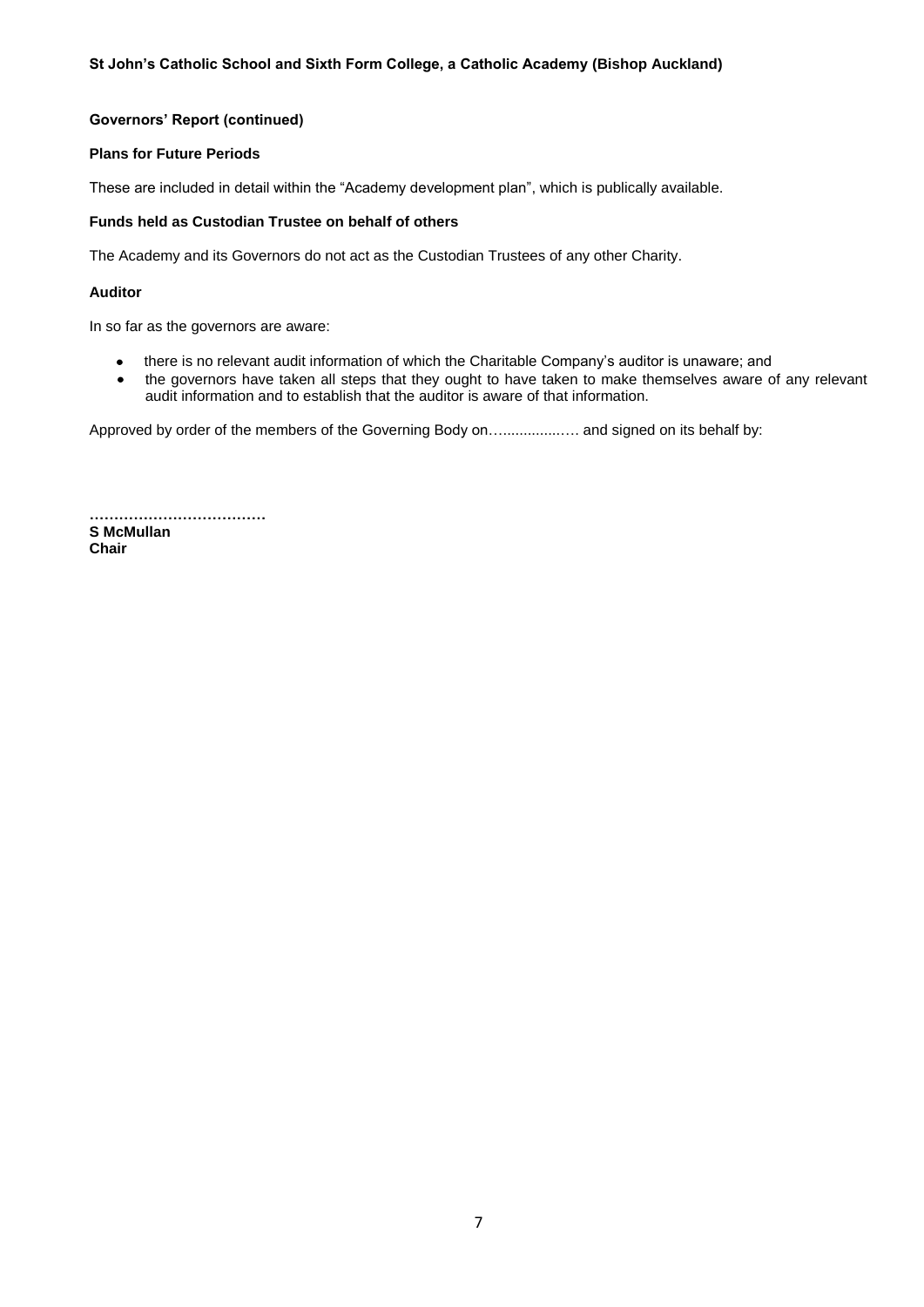**Governors' Report (continued)**

**Plans for Future Periods**

These are included in detail within the "Academy development plan", which is publically available.

**Funds held as Custodian Trustee on behalf of others**

The Academy and its Governors do not act as the Custodian Trustees of any other Charity.

**Auditor**

In so far as the governors are aware:

- there is no relevant audit information of which the Charitable Company's auditor is unaware; and
- the governors have taken all steps that they ought to have taken to make themselves aware of any relevant audit information and to establish that the auditor is aware of that information.

Approved by order of the members of the Governing Body on….............…. and signed on its behalf by:

………………………………

**S McMullan**
**Chair**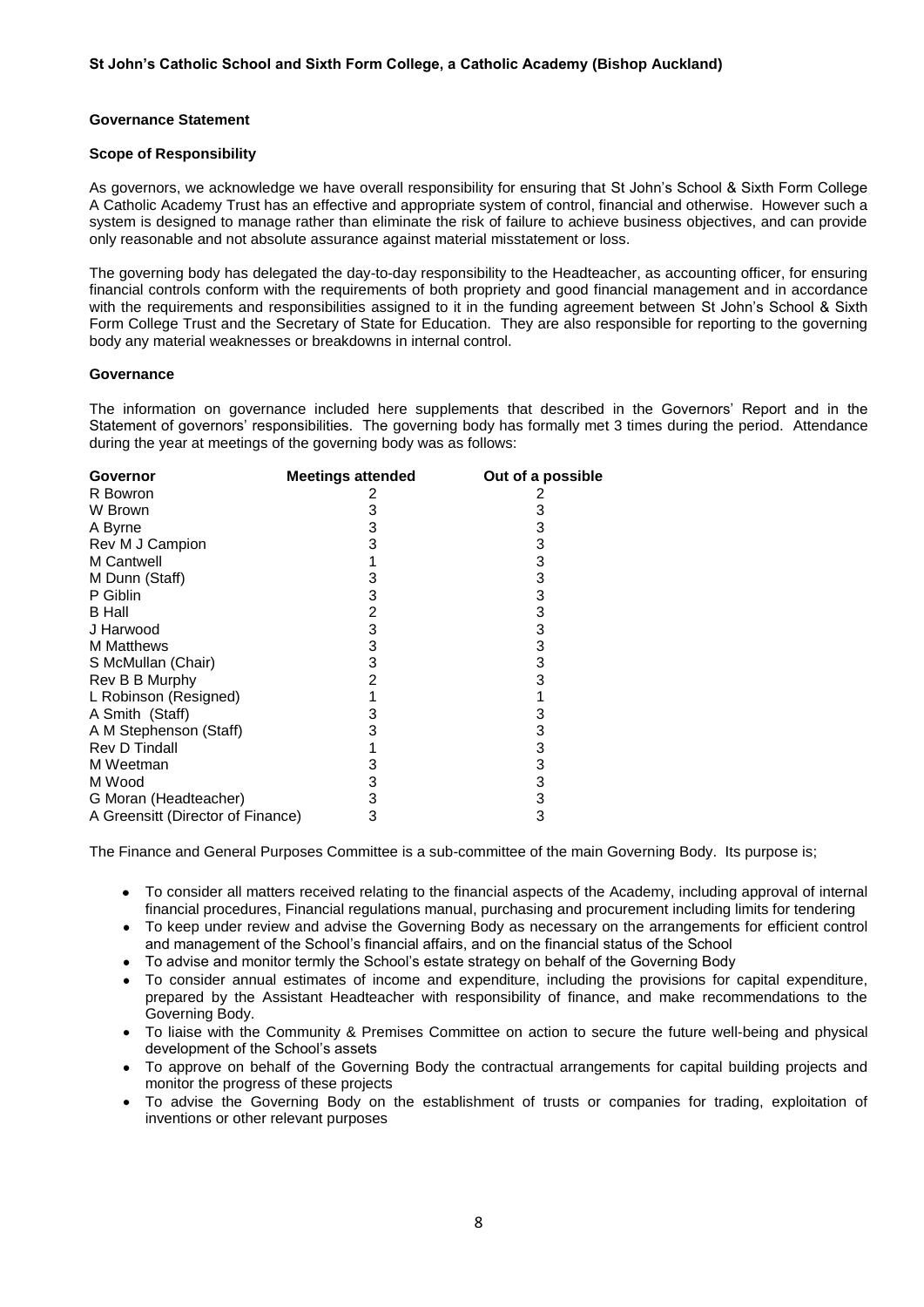St John's Catholic School and Sixth Form College, a Catholic Academy (Bishop Auckland)

## Governance Statement

### Scope of Responsibility

As governors, we acknowledge we have overall responsibility for ensuring that St John's School & Sixth Form College A Catholic Academy Trust has an effective and appropriate system of control, financial and otherwise. However such a system is designed to manage rather than eliminate the risk of failure to achieve business objectives, and can provide only reasonable and not absolute assurance against material misstatement or loss.

The governing body has delegated the day-to-day responsibility to the Headteacher, as accounting officer, for ensuring financial controls conform with the requirements of both propriety and good financial management and in accordance with the requirements and responsibilities assigned to it in the funding agreement between St John's School & Sixth Form College Trust and the Secretary of State for Education. They are also responsible for reporting to the governing body any material weaknesses or breakdowns in internal control.

### Governance

The information on governance included here supplements that described in the Governors' Report and in the Statement of governors' responsibilities. The governing body has formally met 3 times during the period. Attendance during the year at meetings of the governing body was as follows:

| Governor | Meetings attended | Out of a possible |
|---|---|---|
| R Bowron | 2 | 2 |
| W Brown | 3 | 3 |
| A Byrne | 3 | 3 |
| Rev M J Campion | 3 | 3 |
| M Cantwell | 1 | 3 |
| M Dunn (Staff) | 3 | 3 |
| P Giblin | 3 | 3 |
| B Hall | 2 | 3 |
| J Harwood | 3 | 3 |
| M Matthews | 3 | 3 |
| S McMullan (Chair) | 3 | 3 |
| Rev B B Murphy | 2 | 3 |
| L Robinson (Resigned) | 1 | 1 |
| A Smith (Staff) | 3 | 3 |
| A M Stephenson (Staff) | 3 | 3 |
| Rev D Tindall | 1 | 3 |
| M Weetman | 3 | 3 |
| M Wood | 3 | 3 |
| G Moran (Headteacher) | 3 | 3 |
| A Greensitt (Director of Finance) | 3 | 3 |

The Finance and General Purposes Committee is a sub-committee of the main Governing Body. Its purpose is;

- To consider all matters received relating to the financial aspects of the Academy, including approval of internal financial procedures, Financial regulations manual, purchasing and procurement including limits for tendering
- To keep under review and advise the Governing Body as necessary on the arrangements for efficient control and management of the School's financial affairs, and on the financial status of the School
- To advise and monitor termly the School's estate strategy on behalf of the Governing Body
- To consider annual estimates of income and expenditure, including the provisions for capital expenditure, prepared by the Assistant Headteacher with responsibility of finance, and make recommendations to the Governing Body.
- To liaise with the Community & Premises Committee on action to secure the future well-being and physical development of the School's assets
- To approve on behalf of the Governing Body the contractual arrangements for capital building projects and monitor the progress of these projects
- To advise the Governing Body on the establishment of trusts or companies for trading, exploitation of inventions or other relevant purposes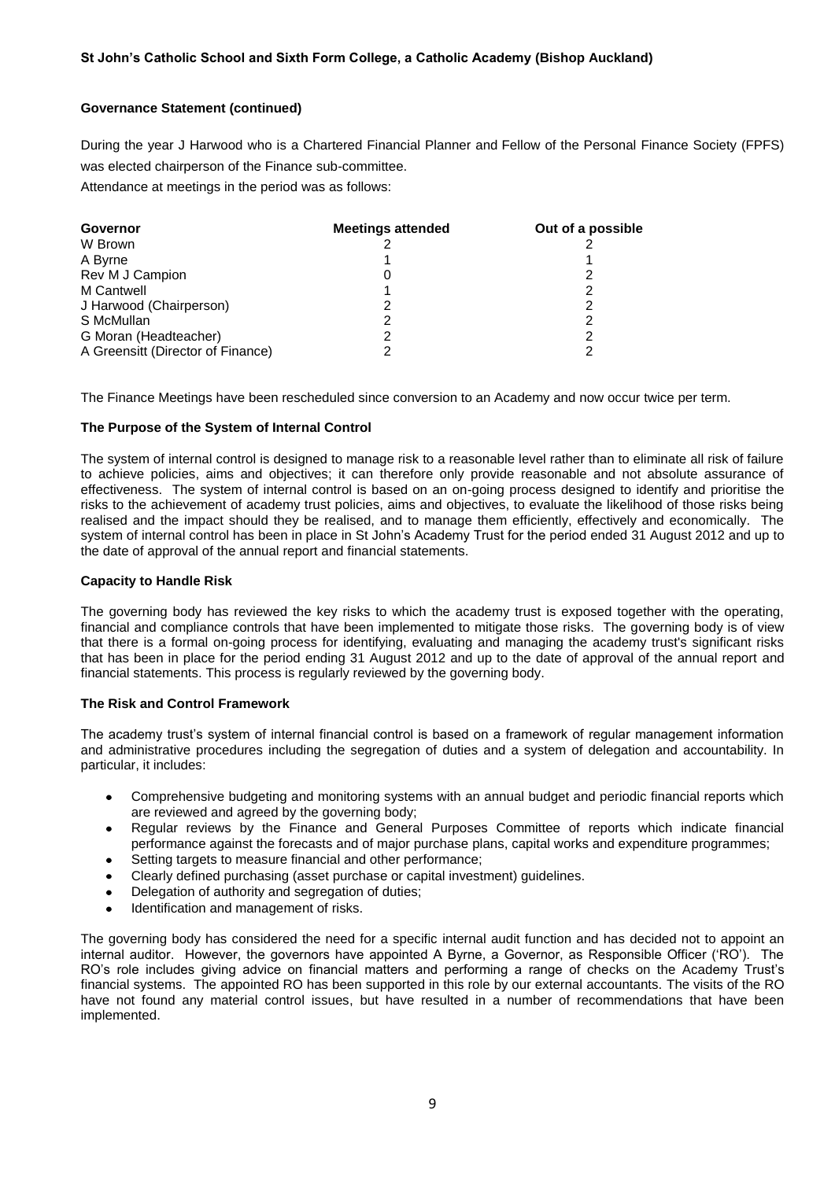**Governance Statement (continued)**

During the year J Harwood who is a Chartered Financial Planner and Fellow of the Personal Finance Society (FPFS) was elected chairperson of the Finance sub-committee.

Attendance at meetings in the period was as follows:

| Governor | Meetings attended | Out of a possible |
|---|---|---|
| W Brown | 2 | 2 |
| A Byrne | 1 | 1 |
| Rev M J Campion | 0 | 2 |
| M Cantwell | 1 | 2 |
| J Harwood (Chairperson) | 2 | 2 |
| S McMullan | 2 | 2 |
| G Moran (Headteacher) | 2 | 2 |
| A Greensitt (Director of Finance) | 2 | 2 |

The Finance Meetings have been rescheduled since conversion to an Academy and now occur twice per term.

**The Purpose of the System of Internal Control**

The system of internal control is designed to manage risk to a reasonable level rather than to eliminate all risk of failure to achieve policies, aims and objectives; it can therefore only provide reasonable and not absolute assurance of effectiveness. The system of internal control is based on an on-going process designed to identify and prioritise the risks to the achievement of academy trust policies, aims and objectives, to evaluate the likelihood of those risks being realised and the impact should they be realised, and to manage them efficiently, effectively and economically. The system of internal control has been in place in St John's Academy Trust for the period ended 31 August 2012 and up to the date of approval of the annual report and financial statements.

**Capacity to Handle Risk**

The governing body has reviewed the key risks to which the academy trust is exposed together with the operating, financial and compliance controls that have been implemented to mitigate those risks. The governing body is of view that there is a formal on-going process for identifying, evaluating and managing the academy trust's significant risks that has been in place for the period ending 31 August 2012 and up to the date of approval of the annual report and financial statements. This process is regularly reviewed by the governing body.

**The Risk and Control Framework**

The academy trust's system of internal financial control is based on a framework of regular management information and administrative procedures including the segregation of duties and a system of delegation and accountability. In particular, it includes:

- Comprehensive budgeting and monitoring systems with an annual budget and periodic financial reports which are reviewed and agreed by the governing body;
- Regular reviews by the Finance and General Purposes Committee of reports which indicate financial performance against the forecasts and of major purchase plans, capital works and expenditure programmes;
- Setting targets to measure financial and other performance;
- Clearly defined purchasing (asset purchase or capital investment) guidelines.
- Delegation of authority and segregation of duties;
- Identification and management of risks.

The governing body has considered the need for a specific internal audit function and has decided not to appoint an internal auditor. However, the governors have appointed A Byrne, a Governor, as Responsible Officer ('RO'). The RO's role includes giving advice on financial matters and performing a range of checks on the Academy Trust's financial systems. The appointed RO has been supported in this role by our external accountants. The visits of the RO have not found any material control issues, but have resulted in a number of recommendations that have been implemented.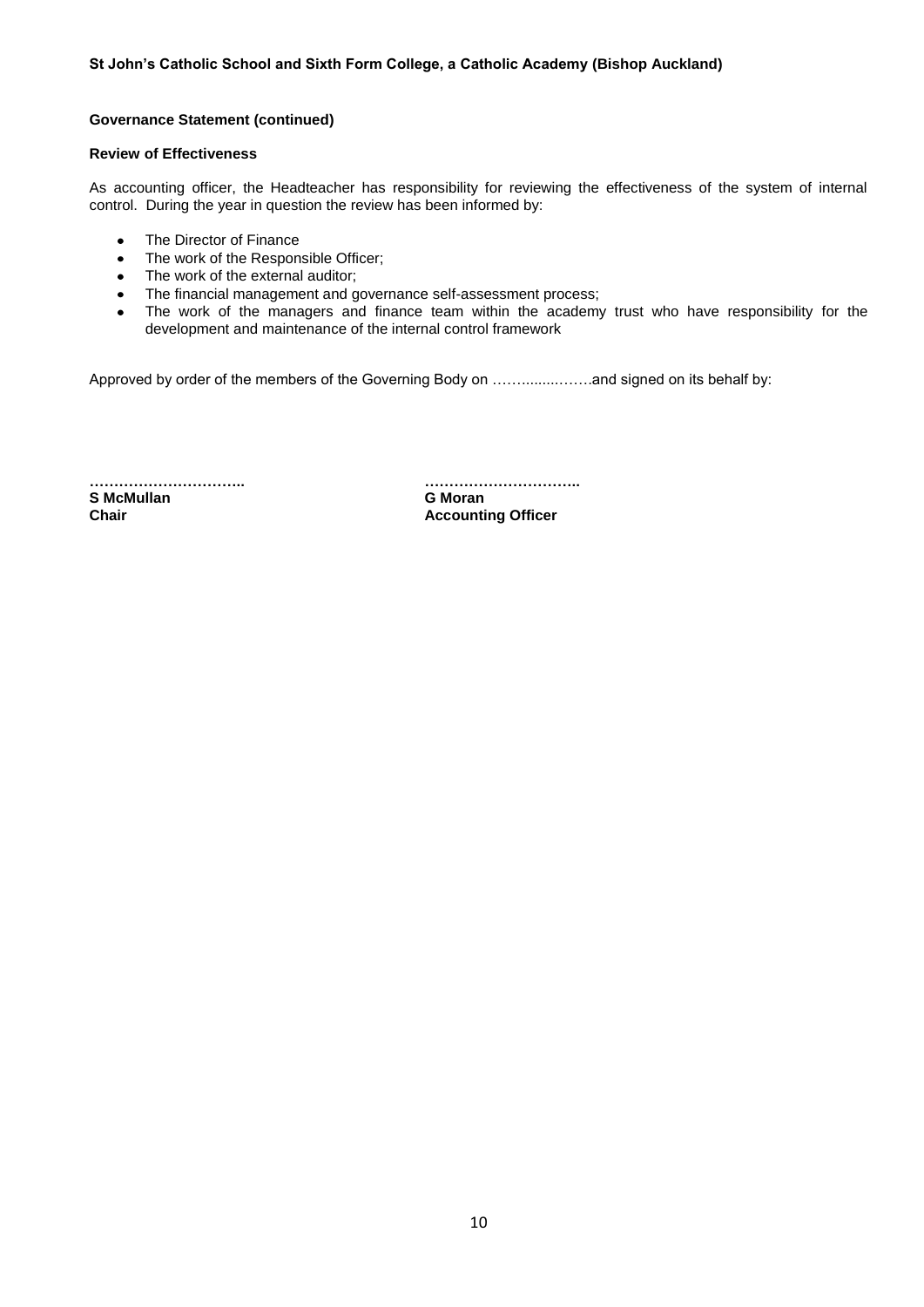**Governance Statement (continued)**

**Review of Effectiveness**

As accounting officer, the Headteacher has responsibility for reviewing the effectiveness of the system of internal control. During the year in question the review has been informed by:

- The Director of Finance
- The work of the Responsible Officer;
- The work of the external auditor;
- The financial management and governance self-assessment process;
- The work of the managers and finance team within the academy trust who have responsibility for the development and maintenance of the internal control framework

Approved by order of the members of the Governing Body on ……..........……and signed on its behalf by:

| ………………………….. | ………………………….. |
|---|---|
| **S McMullan** | **G Moran** |
| **Chair** | **Accounting Officer** |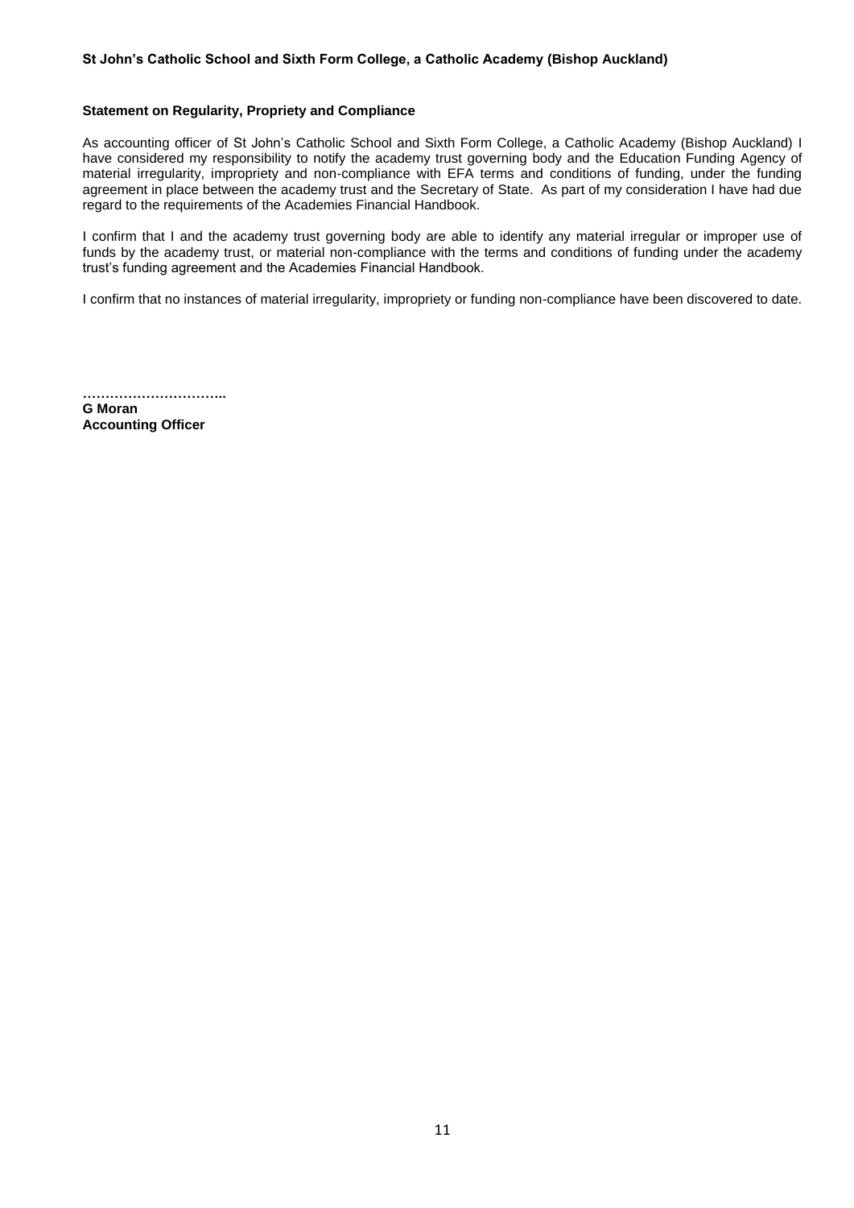## Statement on Regularity, Propriety and Compliance

As accounting officer of St John's Catholic School and Sixth Form College, a Catholic Academy (Bishop Auckland) I have considered my responsibility to notify the academy trust governing body and the Education Funding Agency of material irregularity, impropriety and non-compliance with EFA terms and conditions of funding, under the funding agreement in place between the academy trust and the Secretary of State. As part of my consideration I have had due regard to the requirements of the Academies Financial Handbook.

I confirm that I and the academy trust governing body are able to identify any material irregular or improper use of funds by the academy trust, or material non-compliance with the terms and conditions of funding under the academy trust's funding agreement and the Academies Financial Handbook.

I confirm that no instances of material irregularity, impropriety or funding non-compliance have been discovered to date.

**…………………………..**
**G Moran**
**Accounting Officer**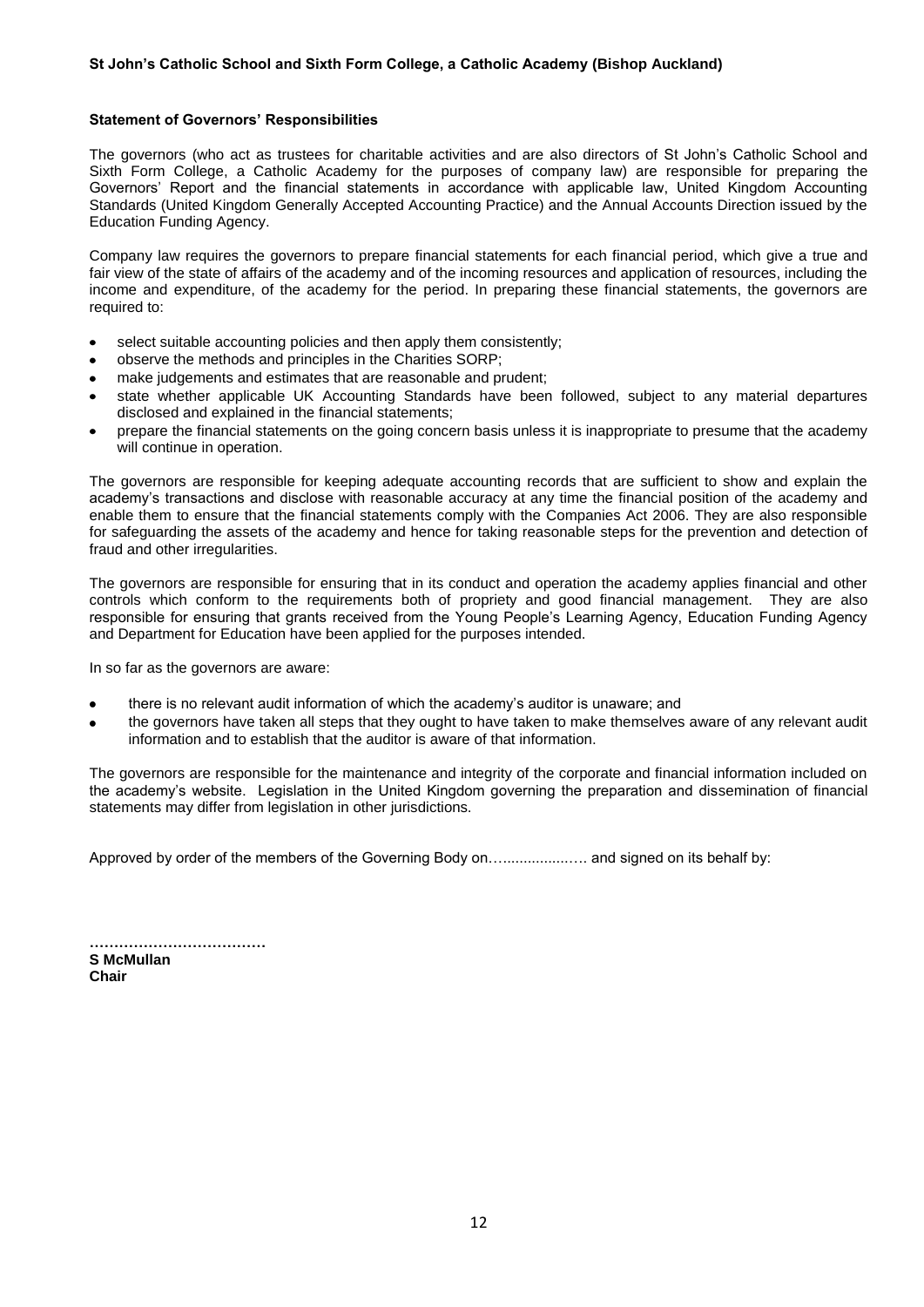## Statement of Governors' Responsibilities

The governors (who act as trustees for charitable activities and are also directors of St John's Catholic School and Sixth Form College, a Catholic Academy for the purposes of company law) are responsible for preparing the Governors' Report and the financial statements in accordance with applicable law, United Kingdom Accounting Standards (United Kingdom Generally Accepted Accounting Practice) and the Annual Accounts Direction issued by the Education Funding Agency.

Company law requires the governors to prepare financial statements for each financial period, which give a true and fair view of the state of affairs of the academy and of the incoming resources and application of resources, including the income and expenditure, of the academy for the period. In preparing these financial statements, the governors are required to:

- select suitable accounting policies and then apply them consistently;
- observe the methods and principles in the Charities SORP;
- make judgements and estimates that are reasonable and prudent;
- state whether applicable UK Accounting Standards have been followed, subject to any material departures disclosed and explained in the financial statements;
- prepare the financial statements on the going concern basis unless it is inappropriate to presume that the academy will continue in operation.

The governors are responsible for keeping adequate accounting records that are sufficient to show and explain the academy's transactions and disclose with reasonable accuracy at any time the financial position of the academy and enable them to ensure that the financial statements comply with the Companies Act 2006. They are also responsible for safeguarding the assets of the academy and hence for taking reasonable steps for the prevention and detection of fraud and other irregularities.

The governors are responsible for ensuring that in its conduct and operation the academy applies financial and other controls which conform to the requirements both of propriety and good financial management. They are also responsible for ensuring that grants received from the Young People's Learning Agency, Education Funding Agency and Department for Education have been applied for the purposes intended.

In so far as the governors are aware:

- there is no relevant audit information of which the academy's auditor is unaware; and
- the governors have taken all steps that they ought to have taken to make themselves aware of any relevant audit information and to establish that the auditor is aware of that information.

The governors are responsible for the maintenance and integrity of the corporate and financial information included on the academy's website. Legislation in the United Kingdom governing the preparation and dissemination of financial statements may differ from legislation in other jurisdictions.

Approved by order of the members of the Governing Body on…................…. and signed on its behalf by:

………………………………

**S McMullan**
**Chair**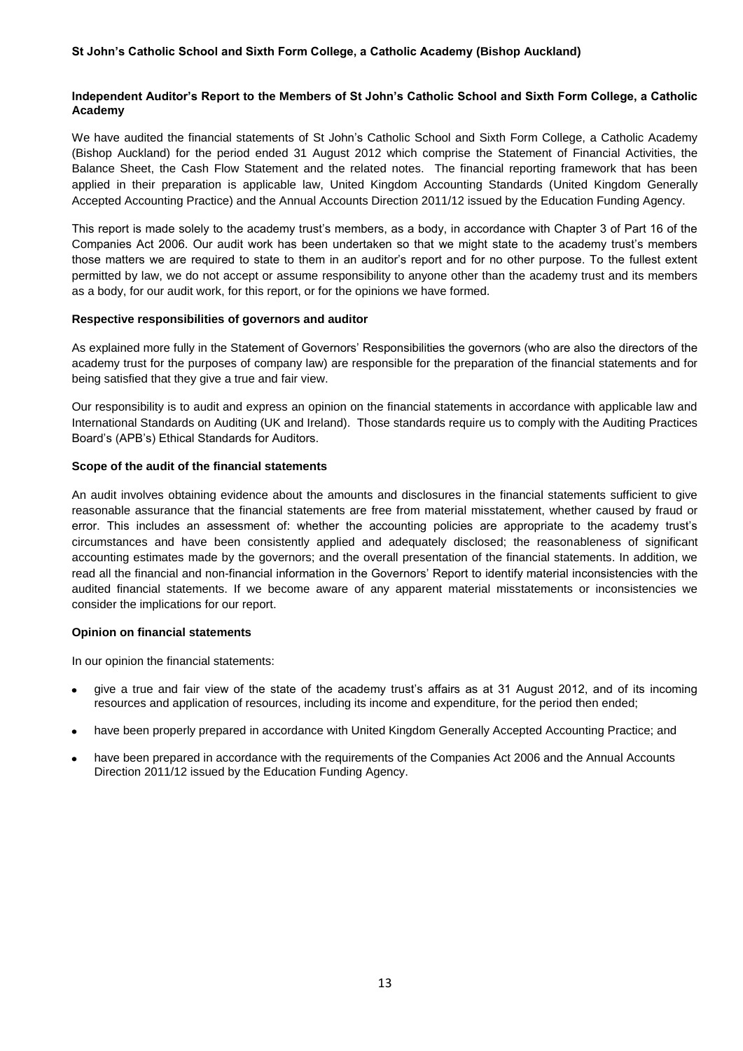## Independent Auditor's Report to the Members of St John's Catholic School and Sixth Form College, a Catholic Academy

We have audited the financial statements of St John's Catholic School and Sixth Form College, a Catholic Academy (Bishop Auckland) for the period ended 31 August 2012 which comprise the Statement of Financial Activities, the Balance Sheet, the Cash Flow Statement and the related notes. The financial reporting framework that has been applied in their preparation is applicable law, United Kingdom Accounting Standards (United Kingdom Generally Accepted Accounting Practice) and the Annual Accounts Direction 2011/12 issued by the Education Funding Agency.

This report is made solely to the academy trust's members, as a body, in accordance with Chapter 3 of Part 16 of the Companies Act 2006. Our audit work has been undertaken so that we might state to the academy trust's members those matters we are required to state to them in an auditor's report and for no other purpose. To the fullest extent permitted by law, we do not accept or assume responsibility to anyone other than the academy trust and its members as a body, for our audit work, for this report, or for the opinions we have formed.

### Respective responsibilities of governors and auditor

As explained more fully in the Statement of Governors' Responsibilities the governors (who are also the directors of the academy trust for the purposes of company law) are responsible for the preparation of the financial statements and for being satisfied that they give a true and fair view.

Our responsibility is to audit and express an opinion on the financial statements in accordance with applicable law and International Standards on Auditing (UK and Ireland). Those standards require us to comply with the Auditing Practices Board's (APB's) Ethical Standards for Auditors.

### Scope of the audit of the financial statements

An audit involves obtaining evidence about the amounts and disclosures in the financial statements sufficient to give reasonable assurance that the financial statements are free from material misstatement, whether caused by fraud or error. This includes an assessment of: whether the accounting policies are appropriate to the academy trust's circumstances and have been consistently applied and adequately disclosed; the reasonableness of significant accounting estimates made by the governors; and the overall presentation of the financial statements. In addition, we read all the financial and non-financial information in the Governors' Report to identify material inconsistencies with the audited financial statements. If we become aware of any apparent material misstatements or inconsistencies we consider the implications for our report.

### Opinion on financial statements

In our opinion the financial statements:

- give a true and fair view of the state of the academy trust's affairs as at 31 August 2012, and of its incoming resources and application of resources, including its income and expenditure, for the period then ended;
- have been properly prepared in accordance with United Kingdom Generally Accepted Accounting Practice; and
- have been prepared in accordance with the requirements of the Companies Act 2006 and the Annual Accounts Direction 2011/12 issued by the Education Funding Agency.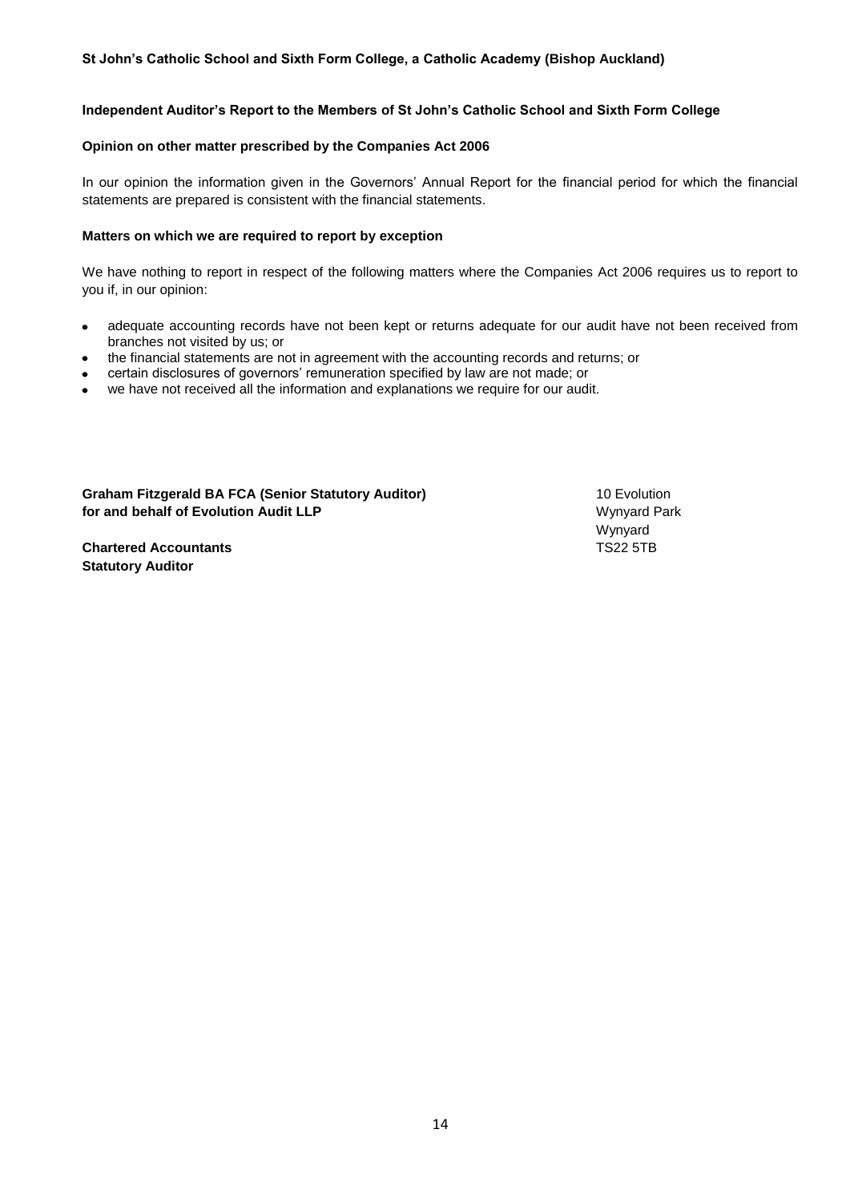**Independent Auditor's Report to the Members of St John's Catholic School and Sixth Form College**

**Opinion on other matter prescribed by the Companies Act 2006**

In our opinion the information given in the Governors' Annual Report for the financial period for which the financial statements are prepared is consistent with the financial statements.

**Matters on which we are required to report by exception**

We have nothing to report in respect of the following matters where the Companies Act 2006 requires us to report to you if, in our opinion:

- adequate accounting records have not been kept or returns adequate for our audit have not been received from branches not visited by us; or
- the financial statements are not in agreement with the accounting records and returns; or
- certain disclosures of governors' remuneration specified by law are not made; or
- we have not received all the information and explanations we require for our audit.

**Graham Fitzgerald BA FCA (Senior Statutory Auditor)**
**for and behalf of Evolution Audit LLP**

**Chartered Accountants**
**Statutory Auditor**

10 Evolution
Wynyard Park
Wynyard
TS22 5TB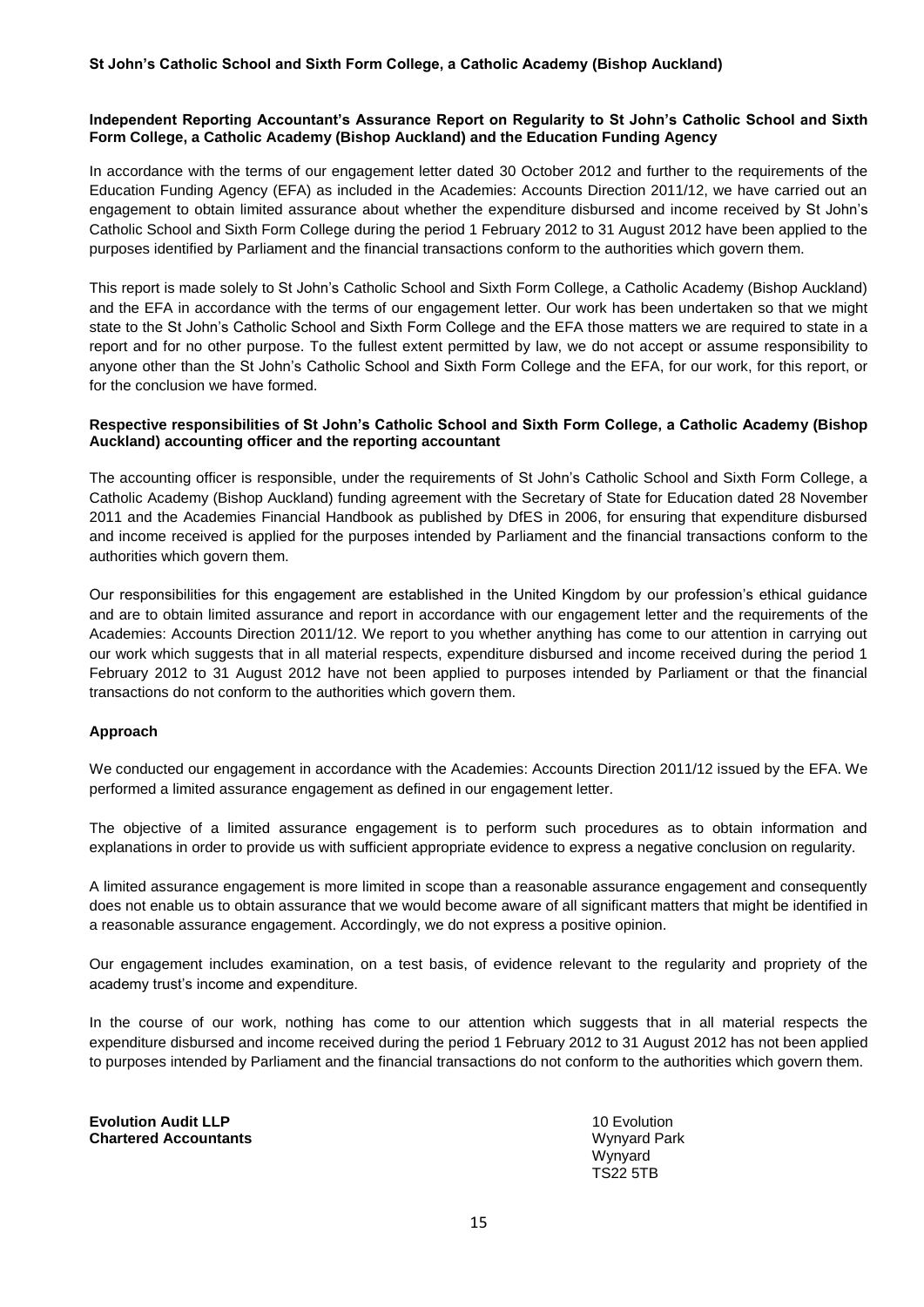**St John's Catholic School and Sixth Form College, a Catholic Academy (Bishop Auckland)**

**Independent Reporting Accountant's Assurance Report on Regularity to St John's Catholic School and Sixth Form College, a Catholic Academy (Bishop Auckland) and the Education Funding Agency**

In accordance with the terms of our engagement letter dated 30 October 2012 and further to the requirements of the Education Funding Agency (EFA) as included in the Academies: Accounts Direction 2011/12, we have carried out an engagement to obtain limited assurance about whether the expenditure disbursed and income received by St John's Catholic School and Sixth Form College during the period 1 February 2012 to 31 August 2012 have been applied to the purposes identified by Parliament and the financial transactions conform to the authorities which govern them.

This report is made solely to St John's Catholic School and Sixth Form College, a Catholic Academy (Bishop Auckland) and the EFA in accordance with the terms of our engagement letter. Our work has been undertaken so that we might state to the St John's Catholic School and Sixth Form College and the EFA those matters we are required to state in a report and for no other purpose. To the fullest extent permitted by law, we do not accept or assume responsibility to anyone other than the St John's Catholic School and Sixth Form College and the EFA, for our work, for this report, or for the conclusion we have formed.

**Respective responsibilities of St John's Catholic School and Sixth Form College, a Catholic Academy (Bishop Auckland) accounting officer and the reporting accountant**

The accounting officer is responsible, under the requirements of St John's Catholic School and Sixth Form College, a Catholic Academy (Bishop Auckland) funding agreement with the Secretary of State for Education dated 28 November 2011 and the Academies Financial Handbook as published by DfES in 2006, for ensuring that expenditure disbursed and income received is applied for the purposes intended by Parliament and the financial transactions conform to the authorities which govern them.

Our responsibilities for this engagement are established in the United Kingdom by our profession's ethical guidance and are to obtain limited assurance and report in accordance with our engagement letter and the requirements of the Academies: Accounts Direction 2011/12. We report to you whether anything has come to our attention in carrying out our work which suggests that in all material respects, expenditure disbursed and income received during the period 1 February 2012 to 31 August 2012 have not been applied to purposes intended by Parliament or that the financial transactions do not conform to the authorities which govern them.

**Approach**

We conducted our engagement in accordance with the Academies: Accounts Direction 2011/12 issued by the EFA. We performed a limited assurance engagement as defined in our engagement letter.

The objective of a limited assurance engagement is to perform such procedures as to obtain information and explanations in order to provide us with sufficient appropriate evidence to express a negative conclusion on regularity.

A limited assurance engagement is more limited in scope than a reasonable assurance engagement and consequently does not enable us to obtain assurance that we would become aware of all significant matters that might be identified in a reasonable assurance engagement. Accordingly, we do not express a positive opinion.

Our engagement includes examination, on a test basis, of evidence relevant to the regularity and propriety of the academy trust's income and expenditure.

In the course of our work, nothing has come to our attention which suggests that in all material respects the expenditure disbursed and income received during the period 1 February 2012 to 31 August 2012 has not been applied to purposes intended by Parliament and the financial transactions do not conform to the authorities which govern them.

**Evolution Audit LLP**
**Chartered Accountants**

10 Evolution
Wynyard Park
Wynyard
TS22 5TB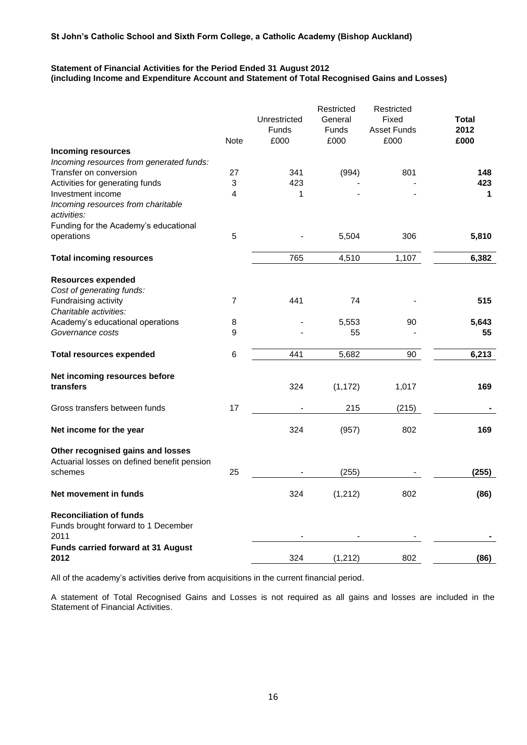**St John's Catholic School and Sixth Form College, a Catholic Academy (Bishop Auckland)**

**Statement of Financial Activities for the Period Ended 31 August 2012**
**(including Income and Expenditure Account and Statement of Total Recognised Gains and Losses)**

| | Note | Unrestricted Funds £000 | Restricted General Funds £000 | Restricted Fixed Asset Funds £000 | **Total 2012 £000** |
|---|---|---|---|---|---|
| **Incoming resources** | | | | | |
| *Incoming resources from generated funds:* | | | | | |
| Transfer on conversion | 27 | 341 | (994) | 801 | **148** |
| Activities for generating funds | 3 | 423 | - | - | **423** |
| Investment income | 4 | 1 | - | - | **1** |
| *Incoming resources from charitable activities:* | | | | | |
| Funding for the Academy's educational operations | 5 | - | 5,504 | 306 | **5,810** |
| **Total incoming resources** | | 765 | 4,510 | 1,107 | **6,382** |
| **Resources expended** | | | | | |
| *Cost of generating funds:* | | | | | |
| Fundraising activity | 7 | 441 | 74 | - | **515** |
| *Charitable activities:* | | | | | |
| Academy's educational operations | 8 | - | 5,553 | 90 | **5,643** |
| *Governance costs* | 9 | - | 55 | - | **55** |
| **Total resources expended** | 6 | 441 | 5,682 | 90 | **6,213** |
| **Net incoming resources before transfers** | | 324 | (1,172) | 1,017 | **169** |
| Gross transfers between funds | 17 | - | 215 | (215) | **-** |
| **Net income for the year** | | 324 | (957) | 802 | **169** |
| **Other recognised gains and losses** | | | | | |
| Actuarial losses on defined benefit pension schemes | 25 | - | (255) | - | **(255)** |
| **Net movement in funds** | | 324 | (1,212) | 802 | **(86)** |
| **Reconciliation of funds** | | | | | |
| Funds brought forward to 1 December 2011 | | - | - | - | **-** |
| **Funds carried forward at 31 August 2012** | | 324 | (1,212) | 802 | **(86)** |

All of the academy's activities derive from acquisitions in the current financial period.

A statement of Total Recognised Gains and Losses is not required as all gains and losses are included in the Statement of Financial Activities.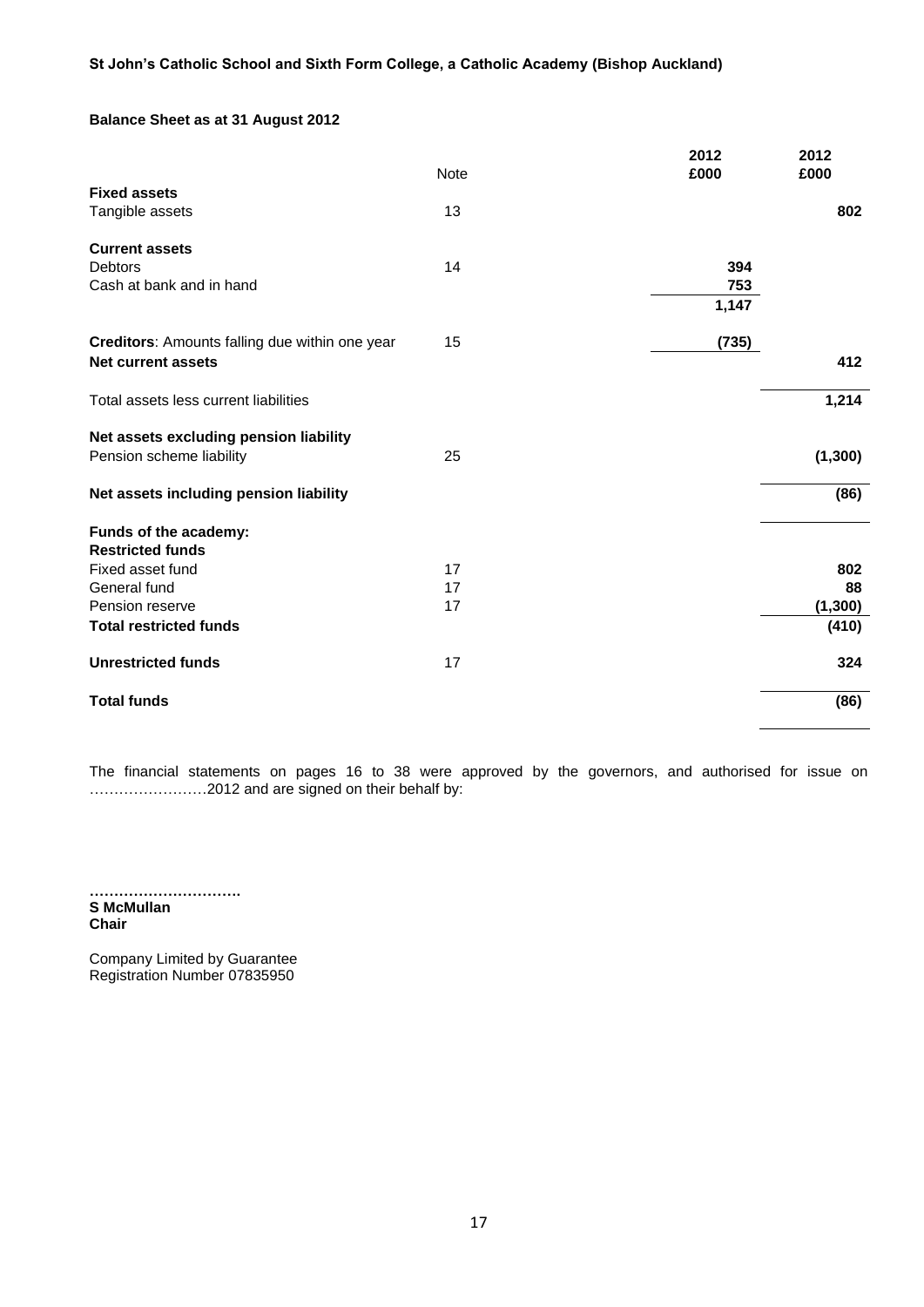**St John's Catholic School and Sixth Form College, a Catholic Academy (Bishop Auckland)**

**Balance Sheet as at 31 August 2012**

| | Note | 2012 £000 | 2012 £000 |
|---|---|---|---|
| **Fixed assets** | | | |
| Tangible assets | 13 | | **802** |
| **Current assets** | | | |
| Debtors | 14 | **394** | |
| Cash at bank and in hand | | **753** | |
| | | **1,147** | |
| **Creditors**: Amounts falling due within one year | 15 | **(735)** | |
| **Net current assets** | | | **412** |
| Total assets less current liabilities | | | **1,214** |
| **Net assets excluding pension liability** | | | |
| Pension scheme liability | 25 | | **(1,300)** |
| **Net assets including pension liability** | | | **(86)** |
| **Funds of the academy:** | | | |
| **Restricted funds** | | | |
| Fixed asset fund | 17 | | **802** |
| General fund | 17 | | **88** |
| Pension reserve | 17 | | **(1,300)** |
| **Total restricted funds** | | | **(410)** |
| **Unrestricted funds** | 17 | | **324** |
| **Total funds** | | | **(86)** |

The financial statements on pages 16 to 38 were approved by the governors, and authorised for issue on ……………………2012 and are signed on their behalf by:

**………………………….**
**S McMullan**
**Chair**

Company Limited by Guarantee
Registration Number 07835950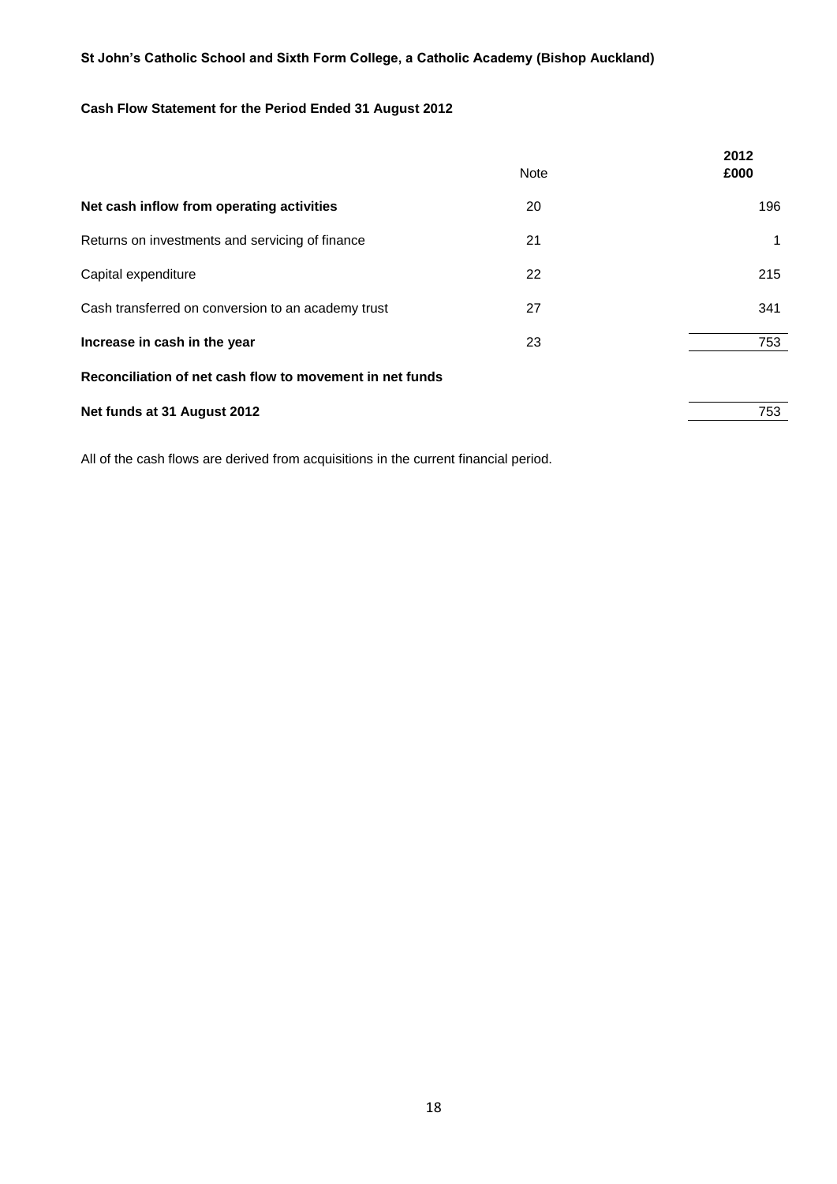**St John's Catholic School and Sixth Form College, a Catholic Academy (Bishop Auckland)**

**Cash Flow Statement for the Period Ended 31 August 2012**

| | Note | 2012 £000 |
|---|---|---|
| **Net cash inflow from operating activities** | 20 | 196 |
| Returns on investments and servicing of finance | 21 | 1 |
| Capital expenditure | 22 | 215 |
| Cash transferred on conversion to an academy trust | 27 | 341 |
| **Increase in cash in the year** | 23 | 753 |
| **Reconciliation of net cash flow to movement in net funds** | | |
| **Net funds at 31 August 2012** | | 753 |

All of the cash flows are derived from acquisitions in the current financial period.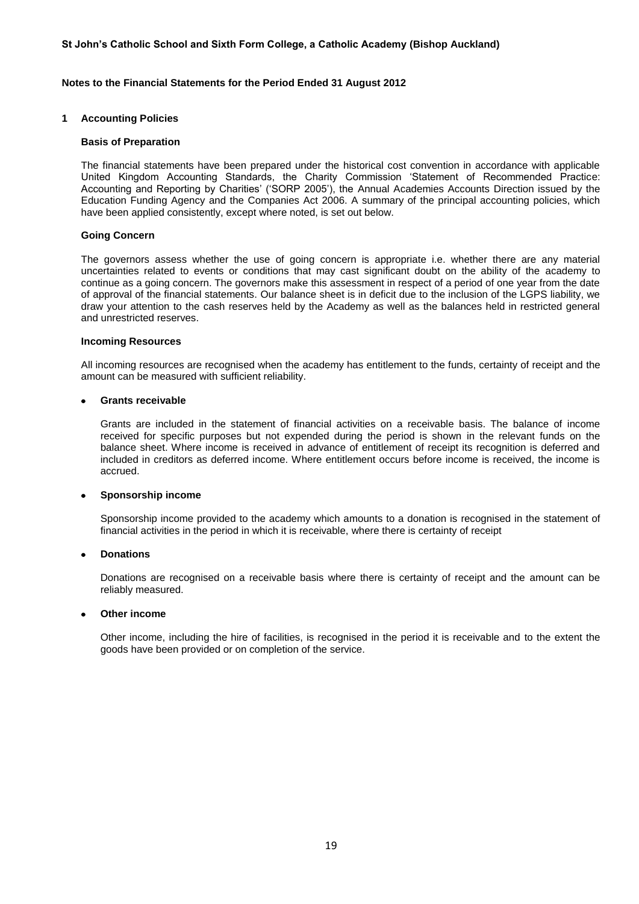## Notes to the Financial Statements for the Period Ended 31 August 2012

### 1 Accounting Policies

**Basis of Preparation**

The financial statements have been prepared under the historical cost convention in accordance with applicable United Kingdom Accounting Standards, the Charity Commission 'Statement of Recommended Practice: Accounting and Reporting by Charities' ('SORP 2005'), the Annual Academies Accounts Direction issued by the Education Funding Agency and the Companies Act 2006. A summary of the principal accounting policies, which have been applied consistently, except where noted, is set out below.

**Going Concern**

The governors assess whether the use of going concern is appropriate i.e. whether there are any material uncertainties related to events or conditions that may cast significant doubt on the ability of the academy to continue as a going concern. The governors make this assessment in respect of a period of one year from the date of approval of the financial statements. Our balance sheet is in deficit due to the inclusion of the LGPS liability, we draw your attention to the cash reserves held by the Academy as well as the balances held in restricted general and unrestricted reserves.

**Incoming Resources**

All incoming resources are recognised when the academy has entitlement to the funds, certainty of receipt and the amount can be measured with sufficient reliability.

- **Grants receivable**

  Grants are included in the statement of financial activities on a receivable basis. The balance of income received for specific purposes but not expended during the period is shown in the relevant funds on the balance sheet. Where income is received in advance of entitlement of receipt its recognition is deferred and included in creditors as deferred income. Where entitlement occurs before income is received, the income is accrued.

- **Sponsorship income**

  Sponsorship income provided to the academy which amounts to a donation is recognised in the statement of financial activities in the period in which it is receivable, where there is certainty of receipt

- **Donations**

  Donations are recognised on a receivable basis where there is certainty of receipt and the amount can be reliably measured.

- **Other income**

  Other income, including the hire of facilities, is recognised in the period it is receivable and to the extent the goods have been provided or on completion of the service.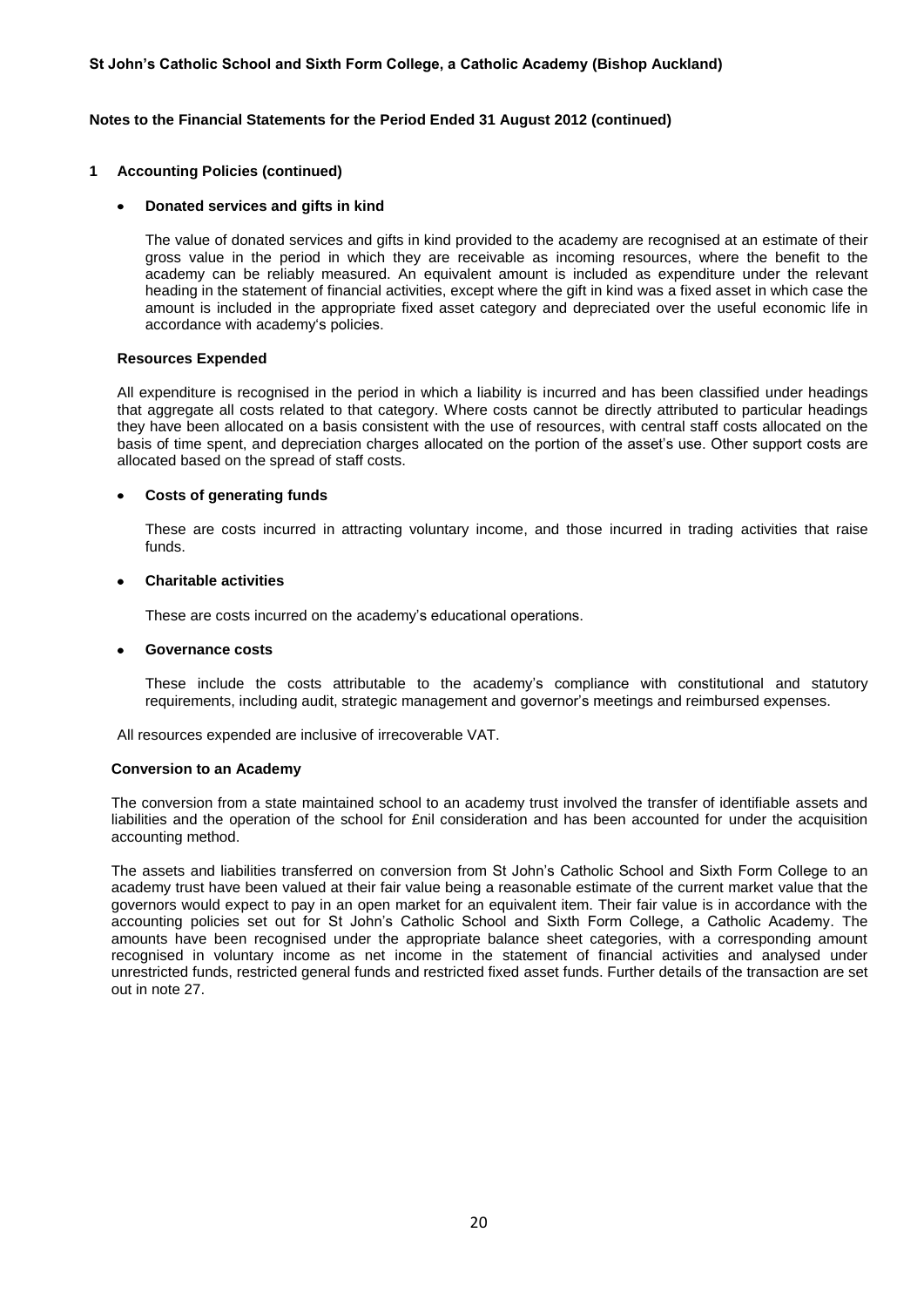## 1 Accounting Policies (continued)

- **Donated services and gifts in kind**

  The value of donated services and gifts in kind provided to the academy are recognised at an estimate of their gross value in the period in which they are receivable as incoming resources, where the benefit to the academy can be reliably measured. An equivalent amount is included as expenditure under the relevant heading in the statement of financial activities, except where the gift in kind was a fixed asset in which case the amount is included in the appropriate fixed asset category and depreciated over the useful economic life in accordance with academy's policies.

**Resources Expended**

All expenditure is recognised in the period in which a liability is incurred and has been classified under headings that aggregate all costs related to that category. Where costs cannot be directly attributed to particular headings they have been allocated on a basis consistent with the use of resources, with central staff costs allocated on the basis of time spent, and depreciation charges allocated on the portion of the asset's use. Other support costs are allocated based on the spread of staff costs.

- **Costs of generating funds**

  These are costs incurred in attracting voluntary income, and those incurred in trading activities that raise funds.

- **Charitable activities**

  These are costs incurred on the academy's educational operations.

- **Governance costs**

  These include the costs attributable to the academy's compliance with constitutional and statutory requirements, including audit, strategic management and governor's meetings and reimbursed expenses.

All resources expended are inclusive of irrecoverable VAT.

**Conversion to an Academy**

The conversion from a state maintained school to an academy trust involved the transfer of identifiable assets and liabilities and the operation of the school for £nil consideration and has been accounted for under the acquisition accounting method.

The assets and liabilities transferred on conversion from St John's Catholic School and Sixth Form College to an academy trust have been valued at their fair value being a reasonable estimate of the current market value that the governors would expect to pay in an open market for an equivalent item. Their fair value is in accordance with the accounting policies set out for St John's Catholic School and Sixth Form College, a Catholic Academy. The amounts have been recognised under the appropriate balance sheet categories, with a corresponding amount recognised in voluntary income as net income in the statement of financial activities and analysed under unrestricted funds, restricted general funds and restricted fixed asset funds. Further details of the transaction are set out in note 27.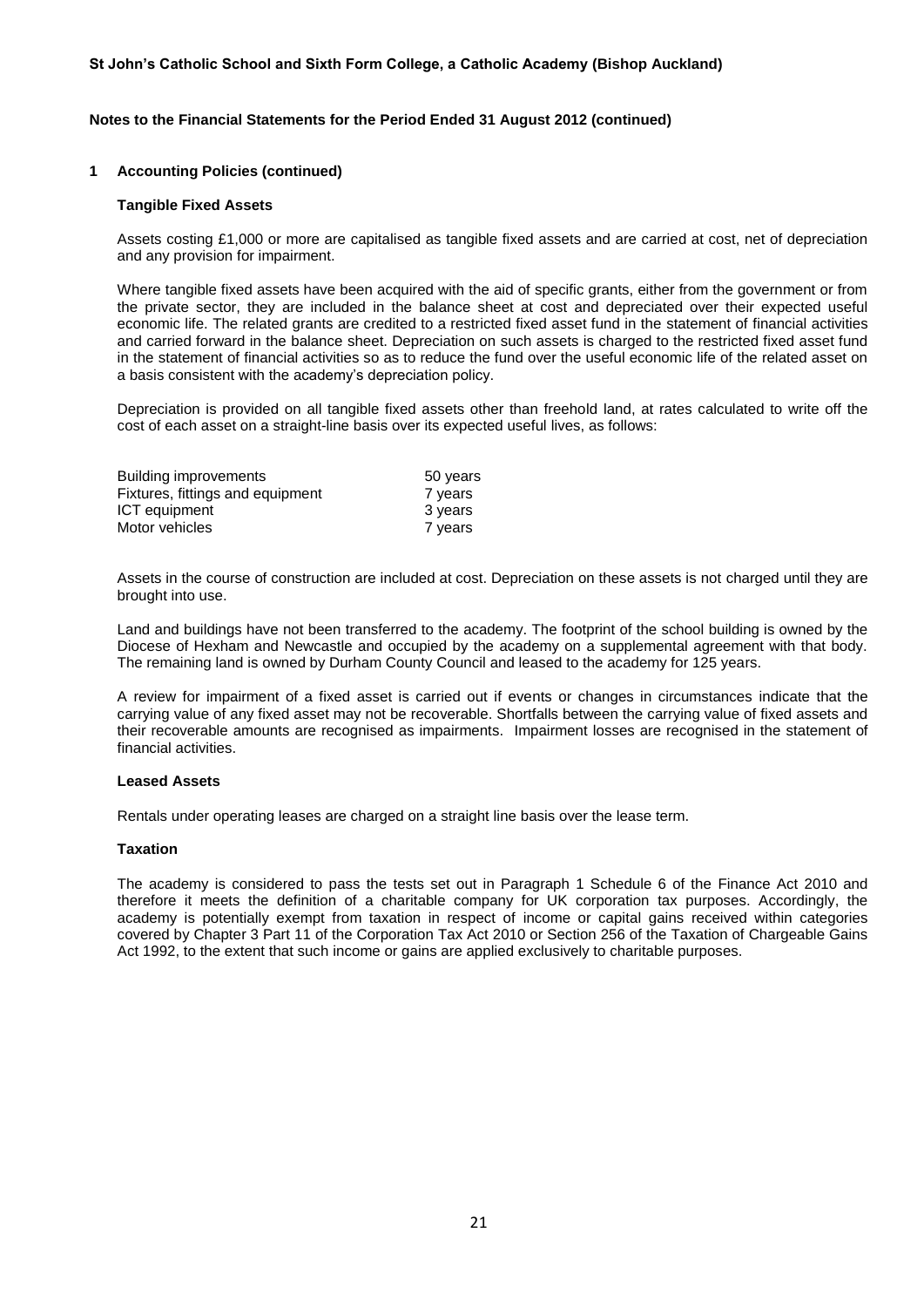St John's Catholic School and Sixth Form College, a Catholic Academy (Bishop Auckland)

Notes to the Financial Statements for the Period Ended 31 August 2012 (continued)

## 1 Accounting Policies (continued)

### Tangible Fixed Assets

Assets costing £1,000 or more are capitalised as tangible fixed assets and are carried at cost, net of depreciation and any provision for impairment.

Where tangible fixed assets have been acquired with the aid of specific grants, either from the government or from the private sector, they are included in the balance sheet at cost and depreciated over their expected useful economic life. The related grants are credited to a restricted fixed asset fund in the statement of financial activities and carried forward in the balance sheet. Depreciation on such assets is charged to the restricted fixed asset fund in the statement of financial activities so as to reduce the fund over the useful economic life of the related asset on a basis consistent with the academy's depreciation policy.

Depreciation is provided on all tangible fixed assets other than freehold land, at rates calculated to write off the cost of each asset on a straight-line basis over its expected useful lives, as follows:

| | |
|---|---|
| Building improvements | 50 years |
| Fixtures, fittings and equipment | 7 years |
| ICT equipment | 3 years |
| Motor vehicles | 7 years |

Assets in the course of construction are included at cost. Depreciation on these assets is not charged until they are brought into use.

Land and buildings have not been transferred to the academy. The footprint of the school building is owned by the Diocese of Hexham and Newcastle and occupied by the academy on a supplemental agreement with that body. The remaining land is owned by Durham County Council and leased to the academy for 125 years.

A review for impairment of a fixed asset is carried out if events or changes in circumstances indicate that the carrying value of any fixed asset may not be recoverable. Shortfalls between the carrying value of fixed assets and their recoverable amounts are recognised as impairments. Impairment losses are recognised in the statement of financial activities.

### Leased Assets

Rentals under operating leases are charged on a straight line basis over the lease term.

### Taxation

The academy is considered to pass the tests set out in Paragraph 1 Schedule 6 of the Finance Act 2010 and therefore it meets the definition of a charitable company for UK corporation tax purposes. Accordingly, the academy is potentially exempt from taxation in respect of income or capital gains received within categories covered by Chapter 3 Part 11 of the Corporation Tax Act 2010 or Section 256 of the Taxation of Chargeable Gains Act 1992, to the extent that such income or gains are applied exclusively to charitable purposes.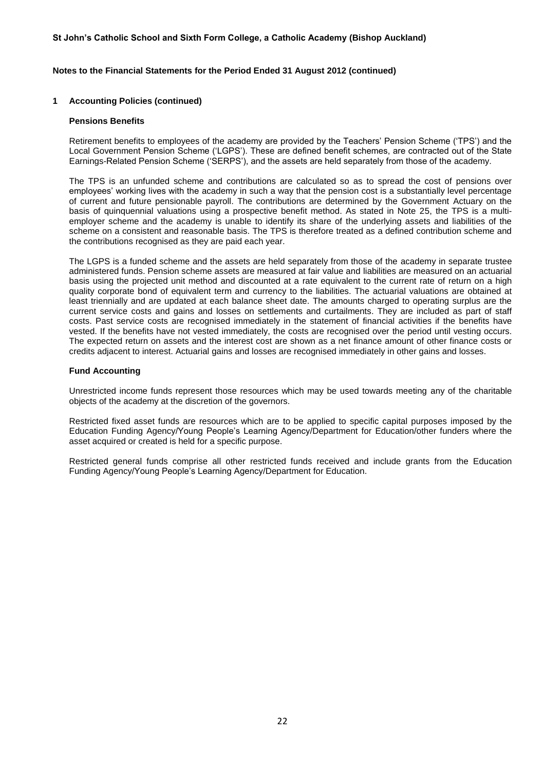## 1 Accounting Policies (continued)

### Pensions Benefits

Retirement benefits to employees of the academy are provided by the Teachers' Pension Scheme ('TPS') and the Local Government Pension Scheme ('LGPS'). These are defined benefit schemes, are contracted out of the State Earnings-Related Pension Scheme ('SERPS'), and the assets are held separately from those of the academy.

The TPS is an unfunded scheme and contributions are calculated so as to spread the cost of pensions over employees' working lives with the academy in such a way that the pension cost is a substantially level percentage of current and future pensionable payroll. The contributions are determined by the Government Actuary on the basis of quinquennial valuations using a prospective benefit method. As stated in Note 25, the TPS is a multi-employer scheme and the academy is unable to identify its share of the underlying assets and liabilities of the scheme on a consistent and reasonable basis. The TPS is therefore treated as a defined contribution scheme and the contributions recognised as they are paid each year.

The LGPS is a funded scheme and the assets are held separately from those of the academy in separate trustee administered funds. Pension scheme assets are measured at fair value and liabilities are measured on an actuarial basis using the projected unit method and discounted at a rate equivalent to the current rate of return on a high quality corporate bond of equivalent term and currency to the liabilities. The actuarial valuations are obtained at least triennially and are updated at each balance sheet date. The amounts charged to operating surplus are the current service costs and gains and losses on settlements and curtailments. They are included as part of staff costs. Past service costs are recognised immediately in the statement of financial activities if the benefits have vested. If the benefits have not vested immediately, the costs are recognised over the period until vesting occurs. The expected return on assets and the interest cost are shown as a net finance amount of other finance costs or credits adjacent to interest. Actuarial gains and losses are recognised immediately in other gains and losses.

### Fund Accounting

Unrestricted income funds represent those resources which may be used towards meeting any of the charitable objects of the academy at the discretion of the governors.

Restricted fixed asset funds are resources which are to be applied to specific capital purposes imposed by the Education Funding Agency/Young People's Learning Agency/Department for Education/other funders where the asset acquired or created is held for a specific purpose.

Restricted general funds comprise all other restricted funds received and include grants from the Education Funding Agency/Young People's Learning Agency/Department for Education.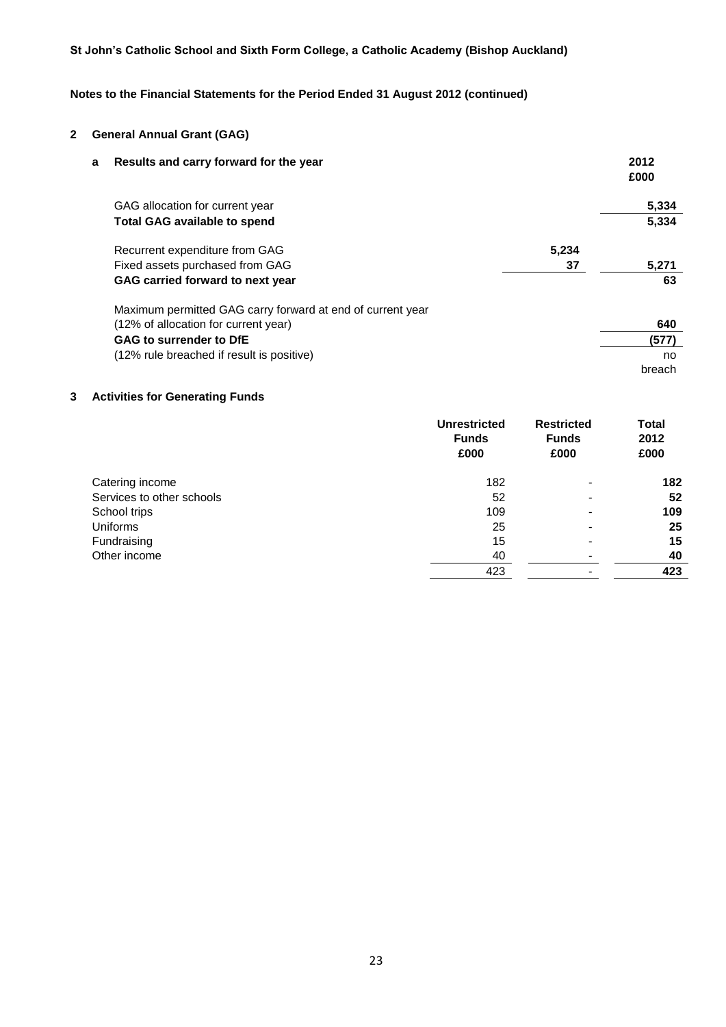**St John's Catholic School and Sixth Form College, a Catholic Academy (Bishop Auckland)**

**Notes to the Financial Statements for the Period Ended 31 August 2012 (continued)**

## 2 General Annual Grant (GAG)

### a Results and carry forward for the year

| | | 2012 £000 |
|---|---|---|
| GAG allocation for current year | | 5,334 |
| **Total GAG available to spend** | | **5,334** |
| Recurrent expenditure from GAG | 5,234 | |
| Fixed assets purchased from GAG | 37 | 5,271 |
| **GAG carried forward to next year** | | **63** |
| Maximum permitted GAG carry forward at end of current year (12% of allocation for current year) | | 640 |
| **GAG to surrender to DfE** | | **(577)** |
| (12% rule breached if result is positive) | | no breach |

## 3 Activities for Generating Funds

| | Unrestricted Funds £000 | Restricted Funds £000 | Total 2012 £000 |
|---|---|---|---|
| Catering income | 182 | - | **182** |
| Services to other schools | 52 | - | **52** |
| School trips | 109 | - | **109** |
| Uniforms | 25 | - | **25** |
| Fundraising | 15 | - | **15** |
| Other income | 40 | - | **40** |
| | 423 | - | **423** |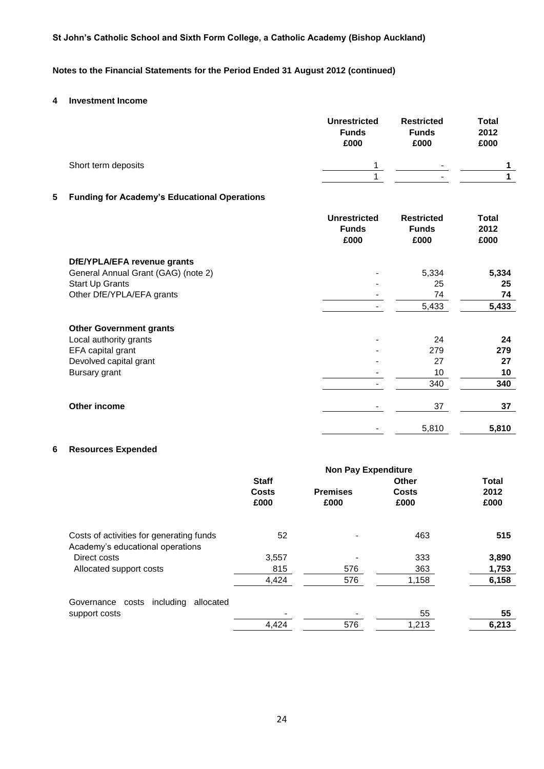**St John's Catholic School and Sixth Form College, a Catholic Academy (Bishop Auckland)**

**Notes to the Financial Statements for the Period Ended 31 August 2012 (continued)**

## 4 Investment Income

| | Unrestricted Funds £000 | Restricted Funds £000 | Total 2012 £000 |
|---|---|---|---|
| Short term deposits | 1 | - | **1** |
| | 1 | - | **1** |

## 5 Funding for Academy's Educational Operations

| | Unrestricted Funds £000 | Restricted Funds £000 | Total 2012 £000 |
|---|---|---|---|
| **DfE/YPLA/EFA revenue grants** | | | |
| General Annual Grant (GAG) (note 2) | - | 5,334 | **5,334** |
| Start Up Grants | - | 25 | **25** |
| Other DfE/YPLA/EFA grants | - | 74 | **74** |
| | - | 5,433 | **5,433** |
| **Other Government grants** | | | |
| Local authority grants | - | 24 | **24** |
| EFA capital grant | - | 279 | **279** |
| Devolved capital grant | - | 27 | **27** |
| Bursary grant | - | 10 | **10** |
| | - | 340 | **340** |
| **Other income** | - | 37 | **37** |
| | - | 5,810 | **5,810** |

## 6 Resources Expended

| | Staff Costs £000 | Non Pay Expenditure Premises £000 | Non Pay Expenditure Other Costs £000 | Total 2012 £000 |
|---|---|---|---|---|
| Costs of activities for generating funds | 52 | - | 463 | **515** |
| Academy's educational operations | | | | |
| Direct costs | 3,557 | - | 333 | **3,890** |
| Allocated support costs | 815 | 576 | 363 | **1,753** |
| | 4,424 | 576 | 1,158 | **6,158** |
| Governance costs including allocated support costs | - | - | 55 | **55** |
| | 4,424 | 576 | 1,213 | **6,213** |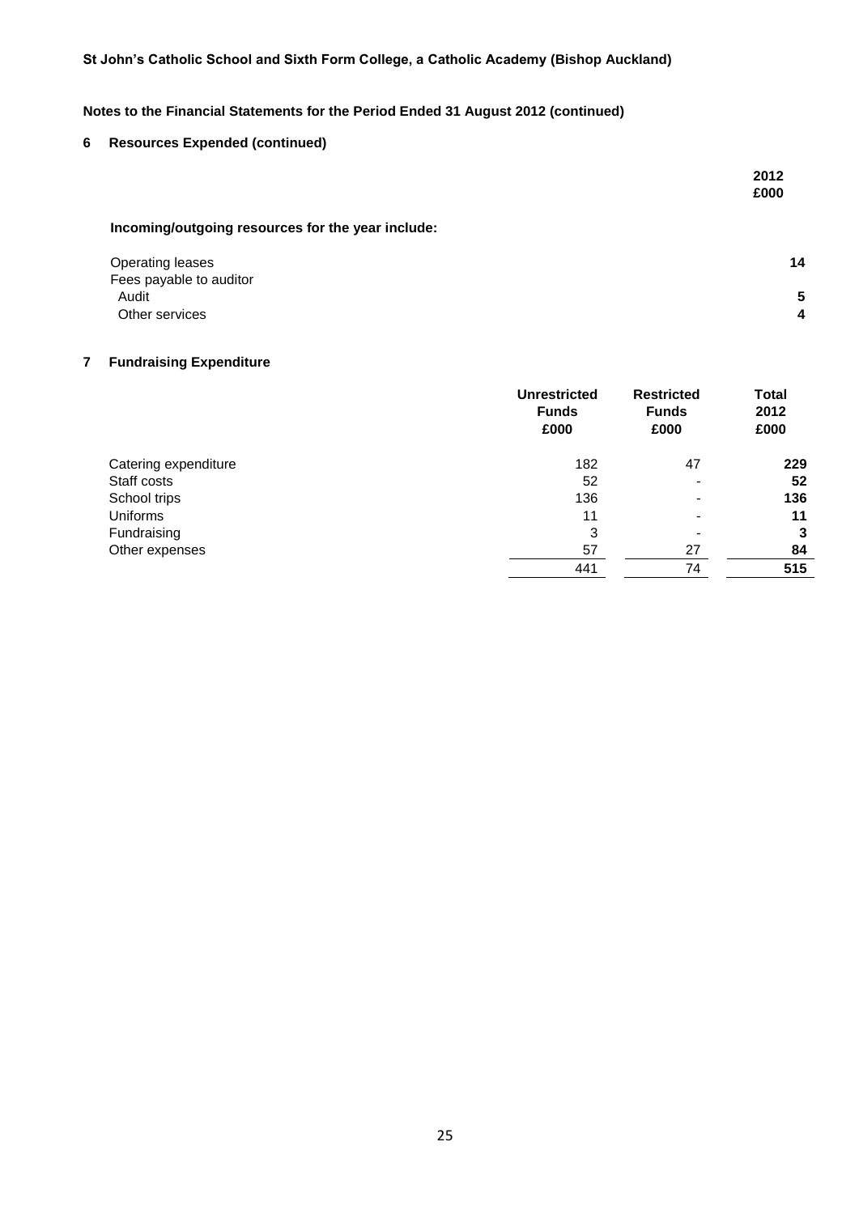St John's Catholic School and Sixth Form College, a Catholic Academy (Bishop Auckland)

**Notes to the Financial Statements for the Period Ended 31 August 2012 (continued)**

## 6 Resources Expended (continued)

| | 2012 £000 |
|---|---|
| **Incoming/outgoing resources for the year include:** | |
| Operating leases | **14** |
| Fees payable to auditor | |
| Audit | **5** |
| Other services | **4** |

## 7 Fundraising Expenditure

| | Unrestricted Funds £000 | Restricted Funds £000 | Total 2012 £000 |
|---|---|---|---|
| Catering expenditure | 182 | 47 | **229** |
| Staff costs | 52 | - | **52** |
| School trips | 136 | - | **136** |
| Uniforms | 11 | - | **11** |
| Fundraising | 3 | - | **3** |
| Other expenses | 57 | 27 | **84** |
| | 441 | 74 | **515** |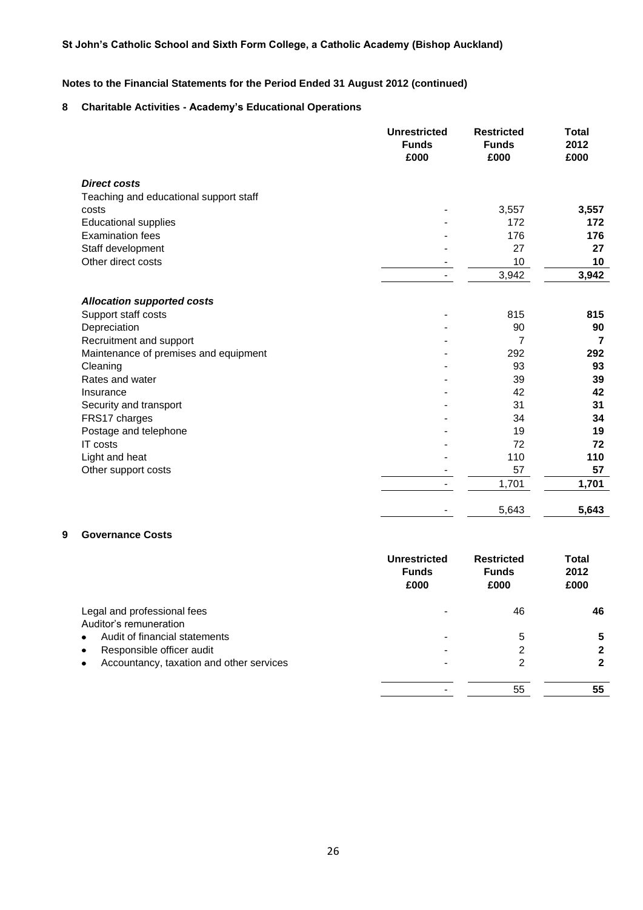**St John's Catholic School and Sixth Form College, a Catholic Academy (Bishop Auckland)**

**Notes to the Financial Statements for the Period Ended 31 August 2012 (continued)**

## 8 Charitable Activities - Academy's Educational Operations

| | Unrestricted Funds £000 | Restricted Funds £000 | Total 2012 £000 |
|---|---|---|---|
| ***Direct costs*** | | | |
| Teaching and educational support staff costs | - | 3,557 | **3,557** |
| Educational supplies | - | 172 | **172** |
| Examination fees | - | 176 | **176** |
| Staff development | - | 27 | **27** |
| Other direct costs | - | 10 | **10** |
| | - | 3,942 | **3,942** |
| ***Allocation supported costs*** | | | |
| Support staff costs | - | 815 | **815** |
| Depreciation | - | 90 | **90** |
| Recruitment and support | - | 7 | **7** |
| Maintenance of premises and equipment | - | 292 | **292** |
| Cleaning | - | 93 | **93** |
| Rates and water | - | 39 | **39** |
| Insurance | - | 42 | **42** |
| Security and transport | - | 31 | **31** |
| FRS17 charges | - | 34 | **34** |
| Postage and telephone | - | 19 | **19** |
| IT costs | - | 72 | **72** |
| Light and heat | - | 110 | **110** |
| Other support costs | - | 57 | **57** |
| | - | 1,701 | **1,701** |
| | - | 5,643 | **5,643** |

## 9 Governance Costs

| | Unrestricted Funds £000 | Restricted Funds £000 | Total 2012 £000 |
|---|---|---|---|
| Legal and professional fees | - | 46 | **46** |
| Auditor's remuneration | | | |
| • Audit of financial statements | - | 5 | **5** |
| • Responsible officer audit | - | 2 | **2** |
| • Accountancy, taxation and other services | - | 2 | **2** |
| | - | 55 | **55** |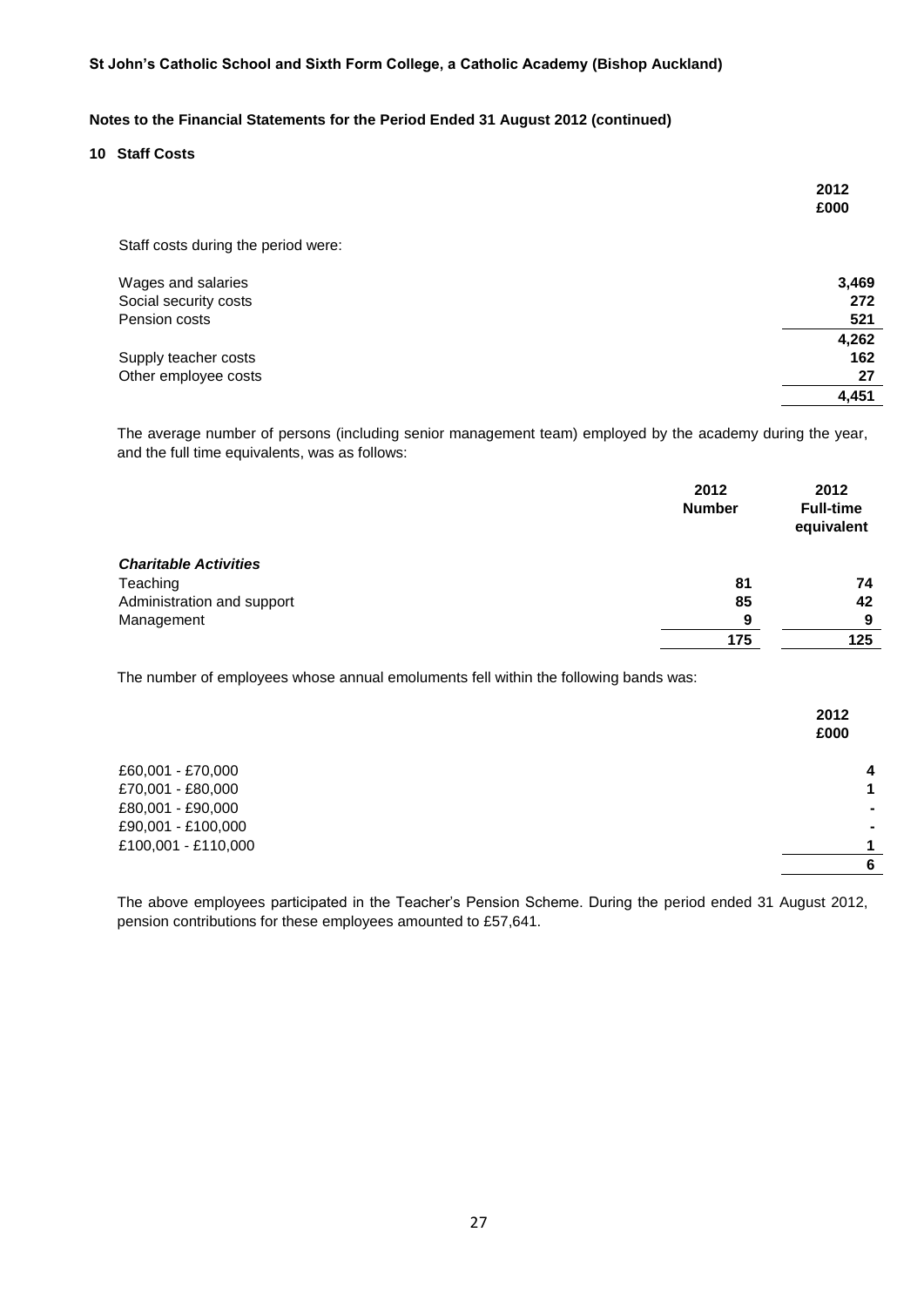**St John's Catholic School and Sixth Form College, a Catholic Academy (Bishop Auckland)**

**Notes to the Financial Statements for the Period Ended 31 August 2012 (continued)**

## 10 Staff Costs

| | **2012 £000** |
|---|---|
| Staff costs during the period were: | |
| Wages and salaries | **3,469** |
| Social security costs | **272** |
| Pension costs | **521** |
| | **4,262** |
| Supply teacher costs | **162** |
| Other employee costs | **27** |
| | **4,451** |

The average number of persons (including senior management team) employed by the academy during the year, and the full time equivalents, was as follows:

| | **2012 Number** | **2012 Full-time equivalent** |
|---|---|---|
| ***Charitable Activities*** | | |
| Teaching | **81** | **74** |
| Administration and support | **85** | **42** |
| Management | **9** | **9** |
| | **175** | **125** |

The number of employees whose annual emoluments fell within the following bands was:

| | **2012 £000** |
|---|---|
| £60,001 - £70,000 | **4** |
| £70,001 - £80,000 | **1** |
| £80,001 - £90,000 | **-** |
| £90,001 - £100,000 | **-** |
| £100,001 - £110,000 | **1** |
| | **6** |

The above employees participated in the Teacher's Pension Scheme. During the period ended 31 August 2012, pension contributions for these employees amounted to £57,641.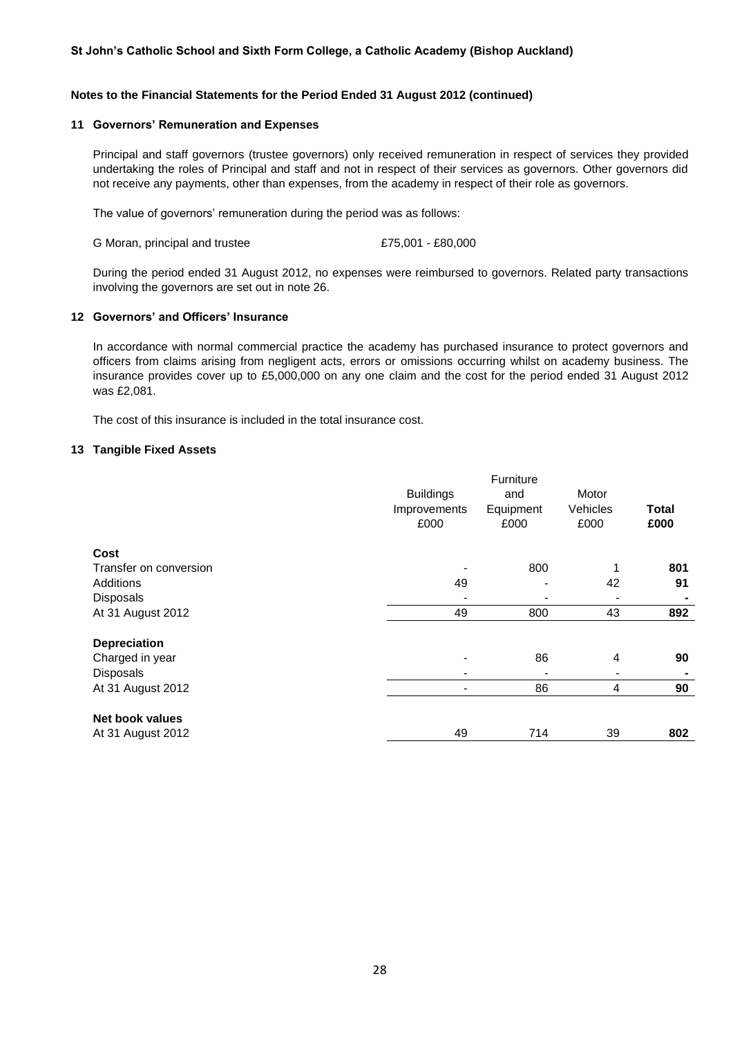St John's Catholic School and Sixth Form College, a Catholic Academy (Bishop Auckland)

**Notes to the Financial Statements for the Period Ended 31 August 2012 (continued)**

## 11 Governors' Remuneration and Expenses

Principal and staff governors (trustee governors) only received remuneration in respect of services they provided undertaking the roles of Principal and staff and not in respect of their services as governors. Other governors did not receive any payments, other than expenses, from the academy in respect of their role as governors.

The value of governors' remuneration during the period was as follows:

G Moran, principal and trustee £75,001 - £80,000

During the period ended 31 August 2012, no expenses were reimbursed to governors. Related party transactions involving the governors are set out in note 26.

## 12 Governors' and Officers' Insurance

In accordance with normal commercial practice the academy has purchased insurance to protect governors and officers from claims arising from negligent acts, errors or omissions occurring whilst on academy business. The insurance provides cover up to £5,000,000 on any one claim and the cost for the period ended 31 August 2012 was £2,081.

The cost of this insurance is included in the total insurance cost.

## 13 Tangible Fixed Assets

| | Buildings Improvements £000 | Furniture and Equipment £000 | Motor Vehicles £000 | **Total £000** |
|---|---|---|---|---|
| **Cost** | | | | |
| Transfer on conversion | - | 800 | 1 | **801** |
| Additions | 49 | - | 42 | **91** |
| Disposals | - | - | - | **-** |
| At 31 August 2012 | 49 | 800 | 43 | **892** |
| **Depreciation** | | | | |
| Charged in year | - | 86 | 4 | **90** |
| Disposals | - | - | - | **-** |
| At 31 August 2012 | - | 86 | 4 | **90** |
| **Net book values** | | | | |
| At 31 August 2012 | 49 | 714 | 39 | **802** |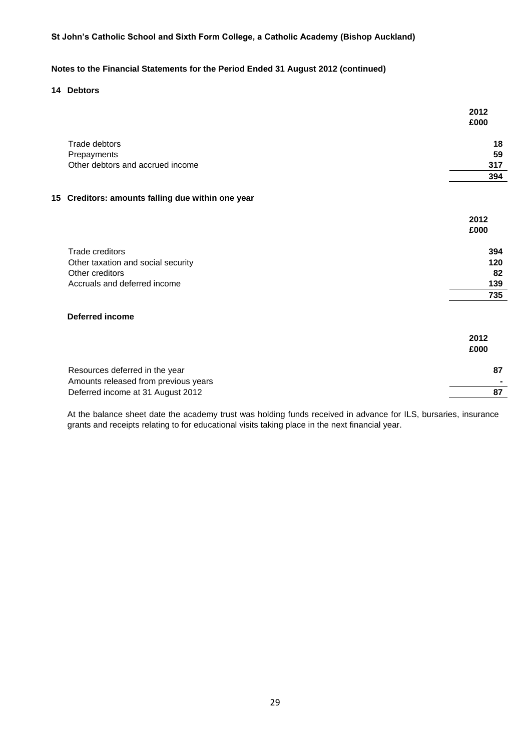St John's Catholic School and Sixth Form College, a Catholic Academy (Bishop Auckland)

**Notes to the Financial Statements for the Period Ended 31 August 2012 (continued)**

## 14 Debtors

| | 2012 £000 |
|---|---|
| Trade debtors | 18 |
| Prepayments | 59 |
| Other debtors and accrued income | 317 |
| | **394** |

## 15 Creditors: amounts falling due within one year

| | 2012 £000 |
|---|---|
| Trade creditors | 394 |
| Other taxation and social security | 120 |
| Other creditors | 82 |
| Accruals and deferred income | 139 |
| | **735** |

### Deferred income

| | 2012 £000 |
|---|---|
| Resources deferred in the year | 87 |
| Amounts released from previous years | - |
| Deferred income at 31 August 2012 | 87 |

At the balance sheet date the academy trust was holding funds received in advance for ILS, bursaries, insurance grants and receipts relating to for educational visits taking place in the next financial year.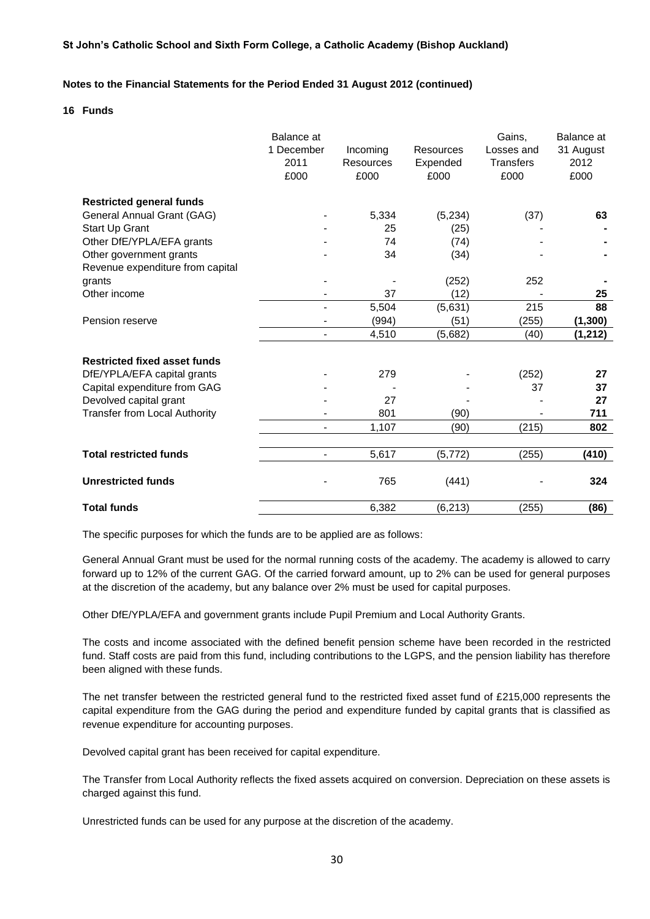**St John's Catholic School and Sixth Form College, a Catholic Academy (Bishop Auckland)**

**Notes to the Financial Statements for the Period Ended 31 August 2012 (continued)**

## 16 Funds

| | Balance at 1 December 2011 £000 | Incoming Resources £000 | Resources Expended £000 | Gains, Losses and Transfers £000 | Balance at 31 August 2012 £000 |
|---|---|---|---|---|---|
| **Restricted general funds** | | | | | |
| General Annual Grant (GAG) | - | 5,334 | (5,234) | (37) | **63** |
| Start Up Grant | - | 25 | (25) | - | **-** |
| Other DfE/YPLA/EFA grants | - | 74 | (74) | - | **-** |
| Other government grants | - | 34 | (34) | - | **-** |
| Revenue expenditure from capital grants | - | - | (252) | 252 | **-** |
| Other income | - | 37 | (12) | - | **25** |
| | - | 5,504 | (5,631) | 215 | **88** |
| Pension reserve | - | (994) | (51) | (255) | **(1,300)** |
| | - | 4,510 | (5,682) | (40) | **(1,212)** |
| **Restricted fixed asset funds** | | | | | |
| DfE/YPLA/EFA capital grants | - | 279 | - | (252) | **27** |
| Capital expenditure from GAG | - | - | - | 37 | **37** |
| Devolved capital grant | - | 27 | - | - | **27** |
| Transfer from Local Authority | - | 801 | (90) | - | **711** |
| | - | 1,107 | (90) | (215) | **802** |
| **Total restricted funds** | - | 5,617 | (5,772) | (255) | **(410)** |
| **Unrestricted funds** | - | 765 | (441) | - | **324** |
| **Total funds** | | 6,382 | (6,213) | (255) | **(86)** |

The specific purposes for which the funds are to be applied are as follows:

General Annual Grant must be used for the normal running costs of the academy. The academy is allowed to carry forward up to 12% of the current GAG. Of the carried forward amount, up to 2% can be used for general purposes at the discretion of the academy, but any balance over 2% must be used for capital purposes.

Other DfE/YPLA/EFA and government grants include Pupil Premium and Local Authority Grants.

The costs and income associated with the defined benefit pension scheme have been recorded in the restricted fund. Staff costs are paid from this fund, including contributions to the LGPS, and the pension liability has therefore been aligned with these funds.

The net transfer between the restricted general fund to the restricted fixed asset fund of £215,000 represents the capital expenditure from the GAG during the period and expenditure funded by capital grants that is classified as revenue expenditure for accounting purposes.

Devolved capital grant has been received for capital expenditure.

The Transfer from Local Authority reflects the fixed assets acquired on conversion. Depreciation on these assets is charged against this fund.

Unrestricted funds can be used for any purpose at the discretion of the academy.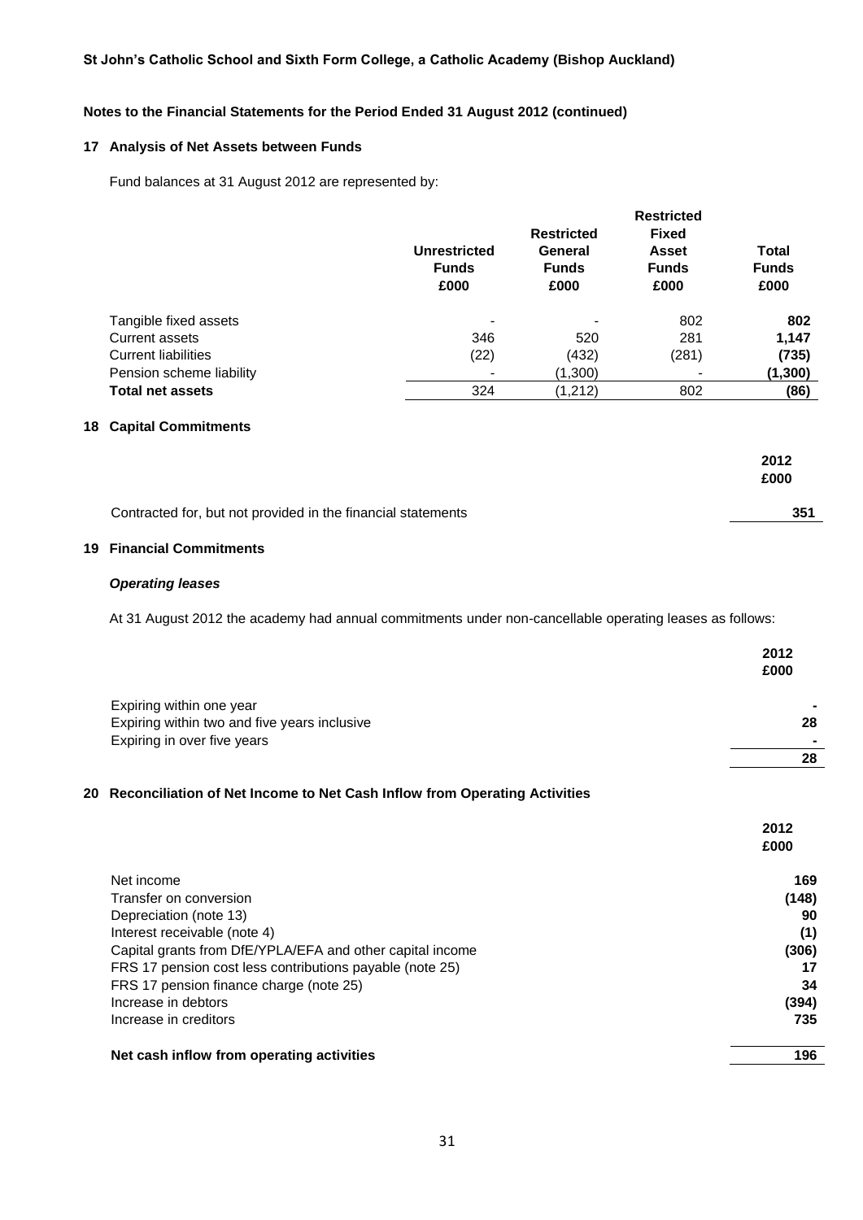**St John's Catholic School and Sixth Form College, a Catholic Academy (Bishop Auckland)**

**Notes to the Financial Statements for the Period Ended 31 August 2012 (continued)**

## 17 Analysis of Net Assets between Funds

Fund balances at 31 August 2012 are represented by:

| | Unrestricted Funds £000 | Restricted General Funds £000 | Restricted Fixed Asset Funds £000 | Total Funds £000 |
|---|---|---|---|---|
| Tangible fixed assets | - | - | 802 | **802** |
| Current assets | 346 | 520 | 281 | **1,147** |
| Current liabilities | (22) | (432) | (281) | **(735)** |
| Pension scheme liability | - | (1,300) | - | **(1,300)** |
| **Total net assets** | 324 | (1,212) | 802 | **(86)** |

## 18 Capital Commitments

| | 2012 £000 |
|---|---|
| Contracted for, but not provided in the financial statements | **351** |

## 19 Financial Commitments

***Operating leases***

At 31 August 2012 the academy had annual commitments under non-cancellable operating leases as follows:

| | 2012 £000 |
|---|---|
| Expiring within one year | **-** |
| Expiring within two and five years inclusive | **28** |
| Expiring in over five years | **-** |
| | **28** |

## 20 Reconciliation of Net Income to Net Cash Inflow from Operating Activities

| | 2012 £000 |
|---|---|
| Net income | **169** |
| Transfer on conversion | **(148)** |
| Depreciation (note 13) | **90** |
| Interest receivable (note 4) | **(1)** |
| Capital grants from DfE/YPLA/EFA and other capital income | **(306)** |
| FRS 17 pension cost less contributions payable (note 25) | **17** |
| FRS 17 pension finance charge (note 25) | **34** |
| Increase in debtors | **(394)** |
| Increase in creditors | **735** |
| **Net cash inflow from operating activities** | **196** |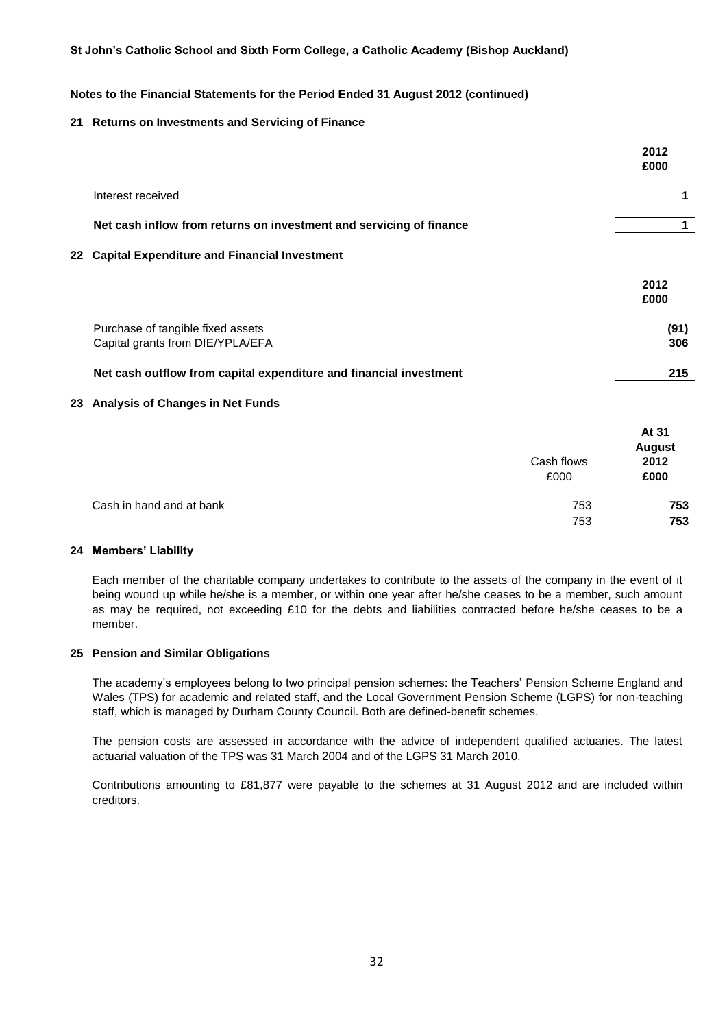St John's Catholic School and Sixth Form College, a Catholic Academy (Bishop Auckland)

**Notes to the Financial Statements for the Period Ended 31 August 2012 (continued)**

## 21 Returns on Investments and Servicing of Finance

| | 2012 £000 |
|---|---|
| Interest received | 1 |
| **Net cash inflow from returns on investment and servicing of finance** | **1** |

## 22 Capital Expenditure and Financial Investment

| | 2012 £000 |
|---|---|
| Purchase of tangible fixed assets | (91) |
| Capital grants from DfE/YPLA/EFA | 306 |
| **Net cash outflow from capital expenditure and financial investment** | **215** |

## 23 Analysis of Changes in Net Funds

| | Cash flows £000 | At 31 August 2012 £000 |
|---|---|---|
| Cash in hand and at bank | 753 | 753 |
| | 753 | 753 |

## 24 Members' Liability

Each member of the charitable company undertakes to contribute to the assets of the company in the event of it being wound up while he/she is a member, or within one year after he/she ceases to be a member, such amount as may be required, not exceeding £10 for the debts and liabilities contracted before he/she ceases to be a member.

## 25 Pension and Similar Obligations

The academy's employees belong to two principal pension schemes: the Teachers' Pension Scheme England and Wales (TPS) for academic and related staff, and the Local Government Pension Scheme (LGPS) for non-teaching staff, which is managed by Durham County Council. Both are defined-benefit schemes.

The pension costs are assessed in accordance with the advice of independent qualified actuaries. The latest actuarial valuation of the TPS was 31 March 2004 and of the LGPS 31 March 2010.

Contributions amounting to £81,877 were payable to the schemes at 31 August 2012 and are included within creditors.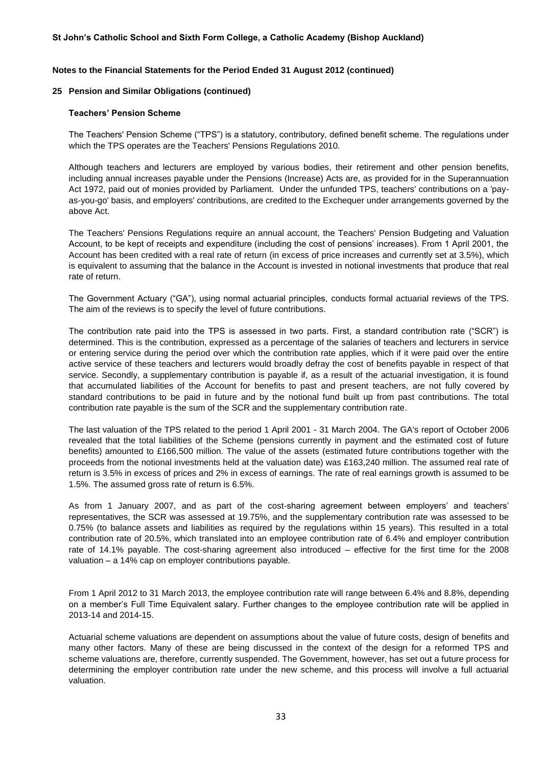## 25 Pension and Similar Obligations (continued)

### Teachers' Pension Scheme

The Teachers' Pension Scheme ("TPS") is a statutory, contributory, defined benefit scheme. The regulations under which the TPS operates are the Teachers' Pensions Regulations 2010.

Although teachers and lecturers are employed by various bodies, their retirement and other pension benefits, including annual increases payable under the Pensions (Increase) Acts are, as provided for in the Superannuation Act 1972, paid out of monies provided by Parliament. Under the unfunded TPS, teachers' contributions on a 'pay-as-you-go' basis, and employers' contributions, are credited to the Exchequer under arrangements governed by the above Act.

The Teachers' Pensions Regulations require an annual account, the Teachers' Pension Budgeting and Valuation Account, to be kept of receipts and expenditure (including the cost of pensions' increases). From 1 April 2001, the Account has been credited with a real rate of return (in excess of price increases and currently set at 3.5%), which is equivalent to assuming that the balance in the Account is invested in notional investments that produce that real rate of return.

The Government Actuary ("GA"), using normal actuarial principles, conducts formal actuarial reviews of the TPS. The aim of the reviews is to specify the level of future contributions.

The contribution rate paid into the TPS is assessed in two parts. First, a standard contribution rate ("SCR") is determined. This is the contribution, expressed as a percentage of the salaries of teachers and lecturers in service or entering service during the period over which the contribution rate applies, which if it were paid over the entire active service of these teachers and lecturers would broadly defray the cost of benefits payable in respect of that service. Secondly, a supplementary contribution is payable if, as a result of the actuarial investigation, it is found that accumulated liabilities of the Account for benefits to past and present teachers, are not fully covered by standard contributions to be paid in future and by the notional fund built up from past contributions. The total contribution rate payable is the sum of the SCR and the supplementary contribution rate.

The last valuation of the TPS related to the period 1 April 2001 - 31 March 2004. The GA's report of October 2006 revealed that the total liabilities of the Scheme (pensions currently in payment and the estimated cost of future benefits) amounted to £166,500 million. The value of the assets (estimated future contributions together with the proceeds from the notional investments held at the valuation date) was £163,240 million. The assumed real rate of return is 3.5% in excess of prices and 2% in excess of earnings. The rate of real earnings growth is assumed to be 1.5%. The assumed gross rate of return is 6.5%.

As from 1 January 2007, and as part of the cost-sharing agreement between employers' and teachers' representatives, the SCR was assessed at 19.75%, and the supplementary contribution rate was assessed to be 0.75% (to balance assets and liabilities as required by the regulations within 15 years). This resulted in a total contribution rate of 20.5%, which translated into an employee contribution rate of 6.4% and employer contribution rate of 14.1% payable. The cost-sharing agreement also introduced – effective for the first time for the 2008 valuation – a 14% cap on employer contributions payable.

From 1 April 2012 to 31 March 2013, the employee contribution rate will range between 6.4% and 8.8%, depending on a member's Full Time Equivalent salary. Further changes to the employee contribution rate will be applied in 2013-14 and 2014-15.

Actuarial scheme valuations are dependent on assumptions about the value of future costs, design of benefits and many other factors. Many of these are being discussed in the context of the design for a reformed TPS and scheme valuations are, therefore, currently suspended. The Government, however, has set out a future process for determining the employer contribution rate under the new scheme, and this process will involve a full actuarial valuation.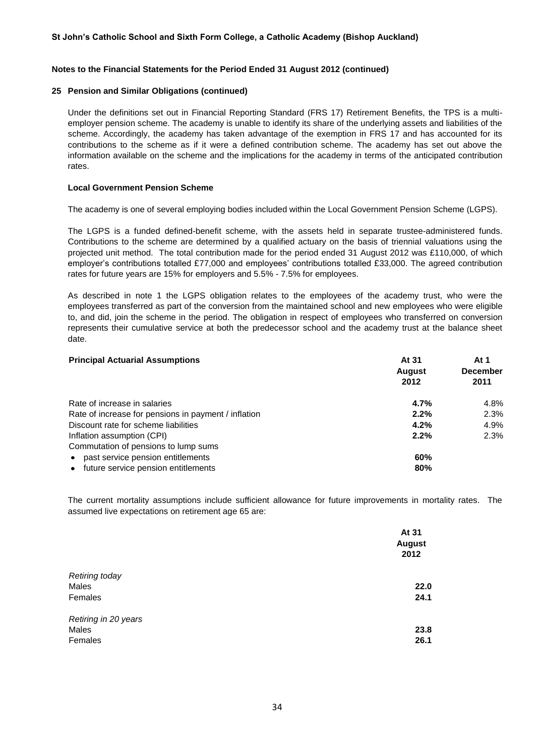**St John's Catholic School and Sixth Form College, a Catholic Academy (Bishop Auckland)**

**Notes to the Financial Statements for the Period Ended 31 August 2012 (continued)**

**25 Pension and Similar Obligations (continued)**

Under the definitions set out in Financial Reporting Standard (FRS 17) Retirement Benefits, the TPS is a multi-employer pension scheme. The academy is unable to identify its share of the underlying assets and liabilities of the scheme. Accordingly, the academy has taken advantage of the exemption in FRS 17 and has accounted for its contributions to the scheme as if it were a defined contribution scheme. The academy has set out above the information available on the scheme and the implications for the academy in terms of the anticipated contribution rates.

**Local Government Pension Scheme**

The academy is one of several employing bodies included within the Local Government Pension Scheme (LGPS).

The LGPS is a funded defined-benefit scheme, with the assets held in separate trustee-administered funds. Contributions to the scheme are determined by a qualified actuary on the basis of triennial valuations using the projected unit method. The total contribution made for the period ended 31 August 2012 was £110,000, of which employer's contributions totalled £77,000 and employees' contributions totalled £33,000. The agreed contribution rates for future years are 15% for employers and 5.5% - 7.5% for employees.

As described in note 1 the LGPS obligation relates to the employees of the academy trust, who were the employees transferred as part of the conversion from the maintained school and new employees who were eligible to, and did, join the scheme in the period. The obligation in respect of employees who transferred on conversion represents their cumulative service at both the predecessor school and the academy trust at the balance sheet date.

| **Principal Actuarial Assumptions** | **At 31 August 2012** | **At 1 December 2011** |
|---|---|---|
| Rate of increase in salaries | **4.7%** | 4.8% |
| Rate of increase for pensions in payment / inflation | **2.2%** | 2.3% |
| Discount rate for scheme liabilities | **4.2%** | 4.9% |
| Inflation assumption (CPI) | **2.2%** | 2.3% |
| Commutation of pensions to lump sums | | |
| • past service pension entitlements | **60%** | |
| • future service pension entitlements | **80%** | |

The current mortality assumptions include sufficient allowance for future improvements in mortality rates. The assumed live expectations on retirement age 65 are:

| | **At 31 August 2012** |
|---|---|
| *Retiring today* | |
| Males | **22.0** |
| Females | **24.1** |
| *Retiring in 20 years* | |
| Males | **23.8** |
| Females | **26.1** |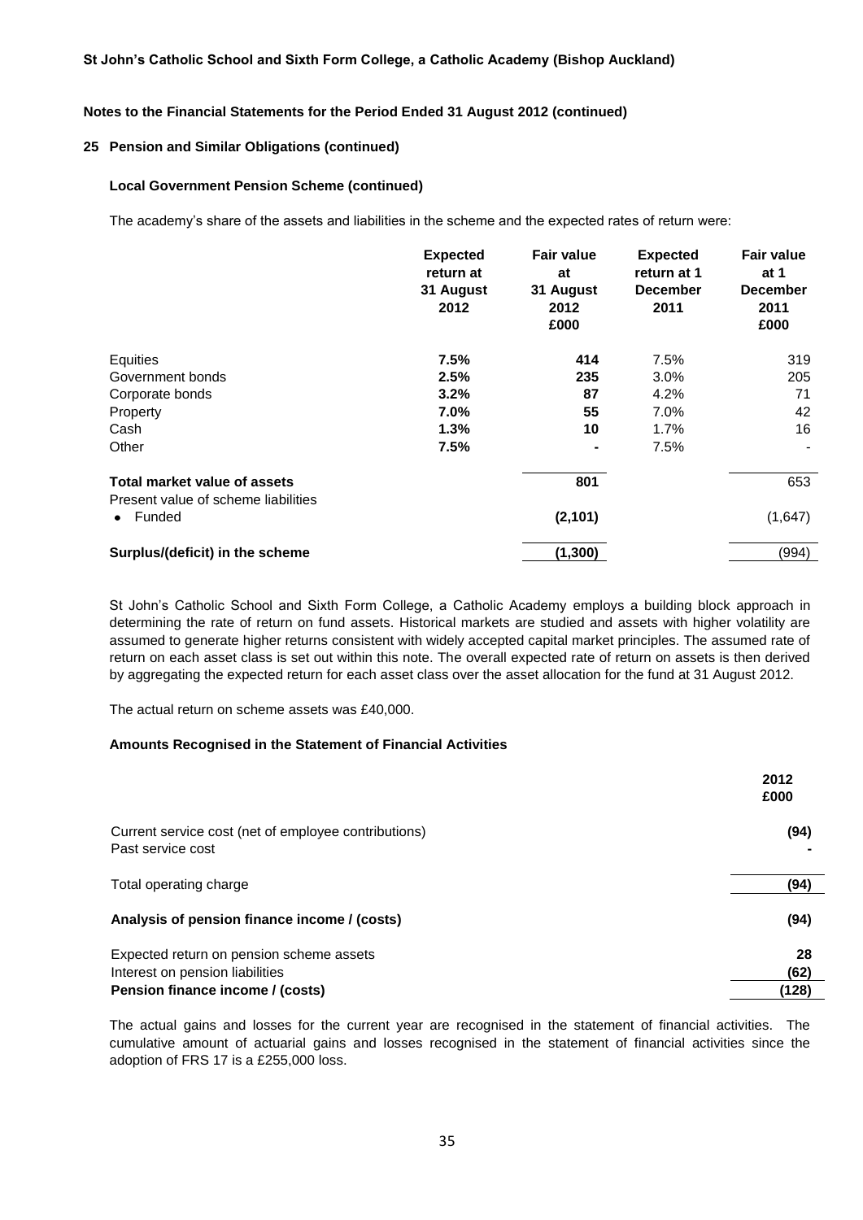**St John's Catholic School and Sixth Form College, a Catholic Academy (Bishop Auckland)**

**Notes to the Financial Statements for the Period Ended 31 August 2012 (continued)**

### 25 Pension and Similar Obligations (continued)

#### Local Government Pension Scheme (continued)

The academy's share of the assets and liabilities in the scheme and the expected rates of return were:

| | **Expected return at 31 August 2012** | **Fair value at 31 August 2012 £000** | **Expected return at 1 December 2011** | **Fair value at 1 December 2011 £000** |
|---|---|---|---|---|
| Equities | **7.5%** | **414** | 7.5% | 319 |
| Government bonds | **2.5%** | **235** | 3.0% | 205 |
| Corporate bonds | **3.2%** | **87** | 4.2% | 71 |
| Property | **7.0%** | **55** | 7.0% | 42 |
| Cash | **1.3%** | **10** | 1.7% | 16 |
| Other | **7.5%** | **-** | 7.5% | - |
| **Total market value of assets** | | **801** | | 653 |
| Present value of scheme liabilities | | | | |
| • Funded | | **(2,101)** | | (1,647) |
| **Surplus/(deficit) in the scheme** | | **(1,300)** | | (994) |

St John's Catholic School and Sixth Form College, a Catholic Academy employs a building block approach in determining the rate of return on fund assets. Historical markets are studied and assets with higher volatility are assumed to generate higher returns consistent with widely accepted capital market principles. The assumed rate of return on each asset class is set out within this note. The overall expected rate of return on assets is then derived by aggregating the expected return for each asset class over the asset allocation for the fund at 31 August 2012.

The actual return on scheme assets was £40,000.

#### Amounts Recognised in the Statement of Financial Activities

| | **2012 £000** |
|---|---|
| Current service cost (net of employee contributions) | **(94)** |
| Past service cost | **-** |
| Total operating charge | **(94)** |
| **Analysis of pension finance income / (costs)** | **(94)** |
| Expected return on pension scheme assets | **28** |
| Interest on pension liabilities | **(62)** |
| **Pension finance income / (costs)** | **(128)** |

The actual gains and losses for the current year are recognised in the statement of financial activities. The cumulative amount of actuarial gains and losses recognised in the statement of financial activities since the adoption of FRS 17 is a £255,000 loss.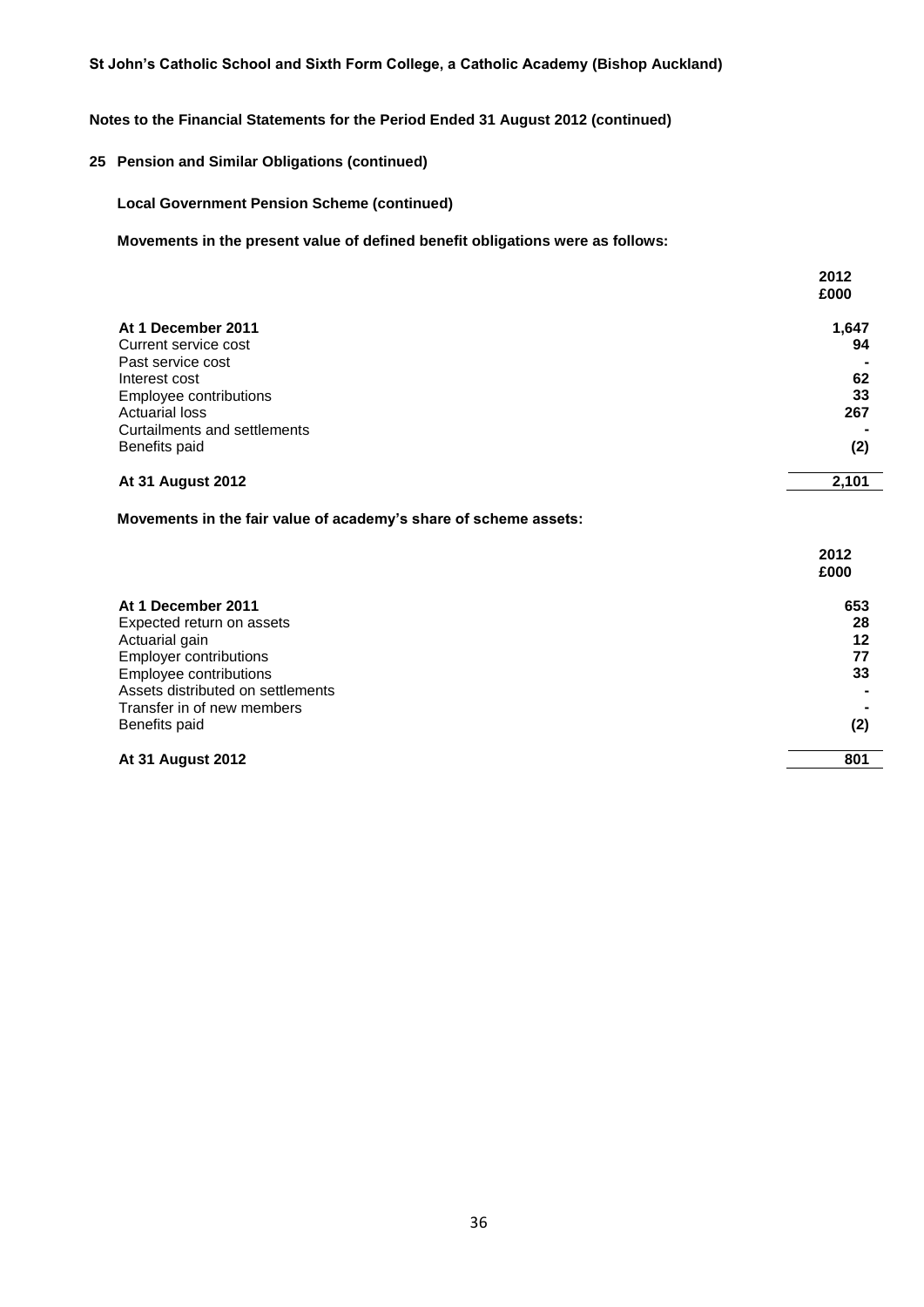St John's Catholic School and Sixth Form College, a Catholic Academy (Bishop Auckland)

**Notes to the Financial Statements for the Period Ended 31 August 2012 (continued)**

## 25 Pension and Similar Obligations (continued)

### Local Government Pension Scheme (continued)

**Movements in the present value of defined benefit obligations were as follows:**

| | 2012 £000 |
|---|---|
| **At 1 December 2011** | **1,647** |
| Current service cost | **94** |
| Past service cost | **-** |
| Interest cost | **62** |
| Employee contributions | **33** |
| Actuarial loss | **267** |
| Curtailments and settlements | **-** |
| Benefits paid | **(2)** |
| **At 31 August 2012** | **2,101** |

**Movements in the fair value of academy's share of scheme assets:**

| | 2012 £000 |
|---|---|
| **At 1 December 2011** | **653** |
| Expected return on assets | **28** |
| Actuarial gain | **12** |
| Employer contributions | **77** |
| Employee contributions | **33** |
| Assets distributed on settlements | **-** |
| Transfer in of new members | **-** |
| Benefits paid | **(2)** |
| **At 31 August 2012** | **801** |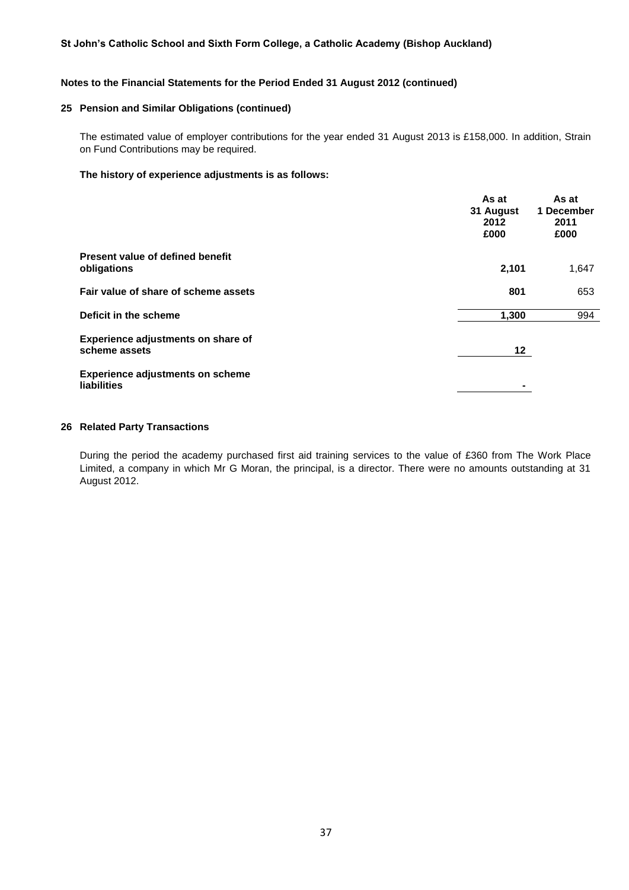## 25 Pension and Similar Obligations (continued)

The estimated value of employer contributions for the year ended 31 August 2013 is £158,000. In addition, Strain on Fund Contributions may be required.

**The history of experience adjustments is as follows:**

| | As at 31 August 2012 £000 | As at 1 December 2011 £000 |
|---|---|---|
| **Present value of defined benefit obligations** | **2,101** | 1,647 |
| **Fair value of share of scheme assets** | **801** | 653 |
| **Deficit in the scheme** | **1,300** | 994 |
| **Experience adjustments on share of scheme assets** | **12** | |
| **Experience adjustments on scheme liabilities** | **-** | |

## 26 Related Party Transactions

During the period the academy purchased first aid training services to the value of £360 from The Work Place Limited, a company in which Mr G Moran, the principal, is a director. There were no amounts outstanding at 31 August 2012.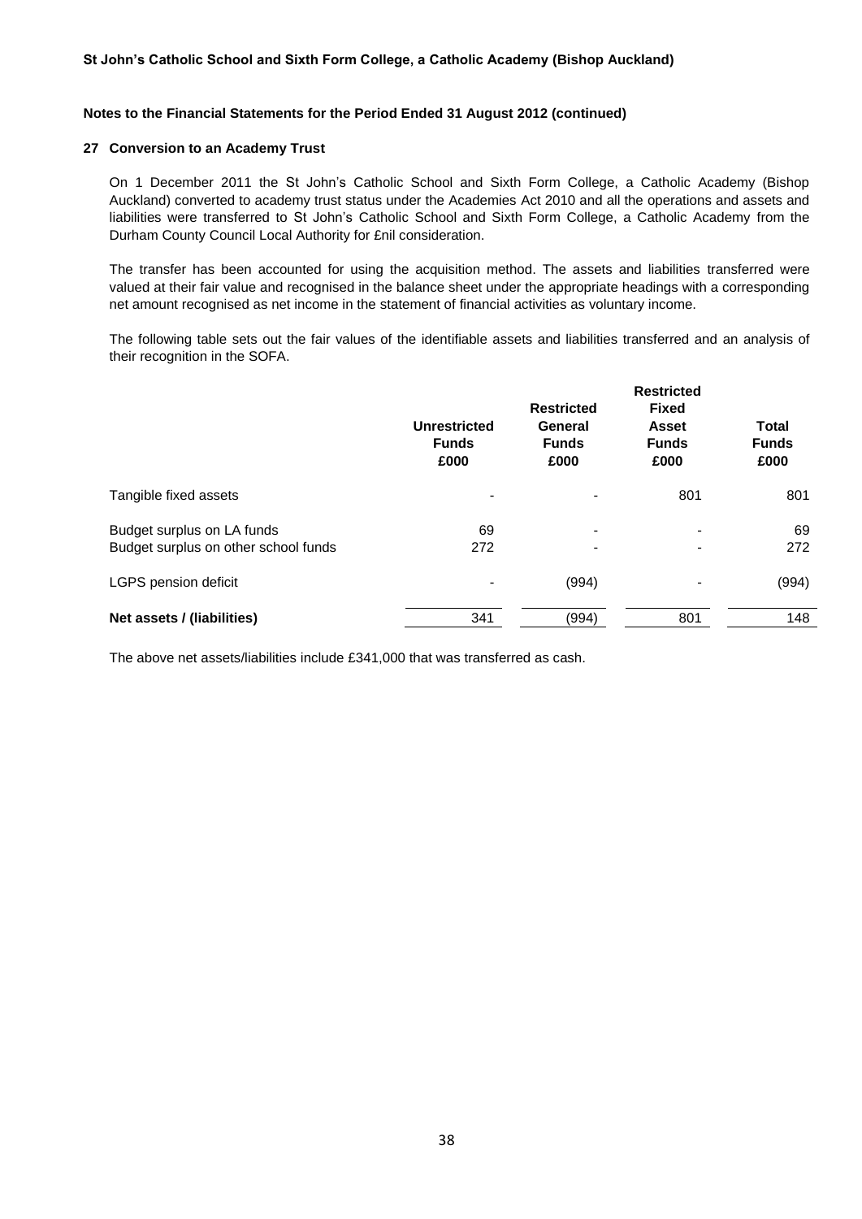**St John's Catholic School and Sixth Form College, a Catholic Academy (Bishop Auckland)**

**Notes to the Financial Statements for the Period Ended 31 August 2012 (continued)**

## 27 Conversion to an Academy Trust

On 1 December 2011 the St John's Catholic School and Sixth Form College, a Catholic Academy (Bishop Auckland) converted to academy trust status under the Academies Act 2010 and all the operations and assets and liabilities were transferred to St John's Catholic School and Sixth Form College, a Catholic Academy from the Durham County Council Local Authority for £nil consideration.

The transfer has been accounted for using the acquisition method. The assets and liabilities transferred were valued at their fair value and recognised in the balance sheet under the appropriate headings with a corresponding net amount recognised as net income in the statement of financial activities as voluntary income.

The following table sets out the fair values of the identifiable assets and liabilities transferred and an analysis of their recognition in the SOFA.

| | Unrestricted Funds £000 | Restricted General Funds £000 | Restricted Fixed Asset Funds £000 | Total Funds £000 |
|---|---|---|---|---|
| Tangible fixed assets | - | - | 801 | 801 |
| Budget surplus on LA funds | 69 | - | - | 69 |
| Budget surplus on other school funds | 272 | - | - | 272 |
| LGPS pension deficit | - | (994) | - | (994) |
| **Net assets / (liabilities)** | 341 | (994) | 801 | 148 |

The above net assets/liabilities include £341,000 that was transferred as cash.